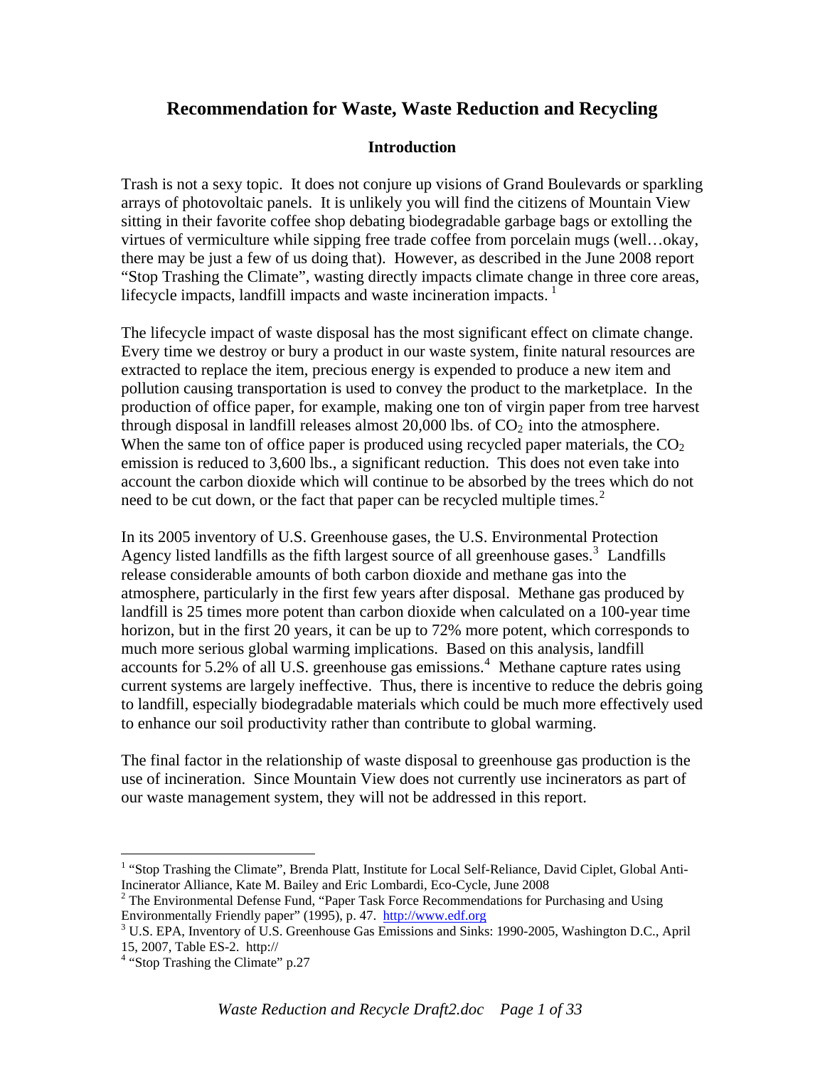# Recommendation for Waste, Waste Reduction and Recycling

## Introduction

Trash is not a sexy topic. It does not conjure up visions of Grand Boulevards or sparkling arrays of photovoltaic panels. It is unlikely you will find the citizens of Mountain View sitting in their favorite coffee shop debating biodegradable garbage bags or extolling the virtues of vermiculture while sipping free trade coffee from porcelain mugs (well…okay, there may be just a few of us doing that). However, as described in the June 2008 report "Stop Trashing the Climate", wasting directly impacts climate change in three core areas, lifecycle impacts, landfill impacts and waste incineration impacts. [1]

The lifecycle impact of waste disposal has the most significant effect on climate change. Every time we destroy or bury a product in our waste system, finite natural resources are extracted to replace the item, precious energy is expended to produce a new item and pollution causing transportation is used to convey the product to the marketplace. In the production of office paper, for example, making one ton of virgin paper from tree harvest through disposal in landfill releases almost 20,000 lbs. of $CO_2$ into the atmosphere. When the same ton of office paper is produced using recycled paper materials, the $CO_2$ emission is reduced to 3,600 lbs., a significant reduction. This does not even take into account the carbon dioxide which will continue to be absorbed by the trees which do not need to be cut down, or the fact that paper can be recycled multiple times.[2]

In its 2005 inventory of U.S. Greenhouse gases, the U.S. Environmental Protection Agency listed landfills as the fifth largest source of all greenhouse gases.[3] Landfills release considerable amounts of both carbon dioxide and methane gas into the atmosphere, particularly in the first few years after disposal. Methane gas produced by landfill is 25 times more potent than carbon dioxide when calculated on a 100-year time horizon, but in the first 20 years, it can be up to 72% more potent, which corresponds to much more serious global warming implications. Based on this analysis, landfill accounts for 5.2% of all U.S. greenhouse gas emissions.[4] Methane capture rates using current systems are largely ineffective. Thus, there is incentive to reduce the debris going to landfill, especially biodegradable materials which could be much more effectively used to enhance our soil productivity rather than contribute to global warming.

The final factor in the relationship of waste disposal to greenhouse gas production is the use of incineration. Since Mountain View does not currently use incinerators as part of our waste management system, they will not be addressed in this report.

---

[1] "Stop Trashing the Climate", Brenda Platt, Institute for Local Self-Reliance, David Ciplet, Global Anti-Incinerator Alliance, Kate M. Bailey and Eric Lombardi, Eco-Cycle, June 2008

[2] The Environmental Defense Fund, "Paper Task Force Recommendations for Purchasing and Using Environmentally Friendly paper" (1995), p. 47. http://www.edf.org

[3] U.S. EPA, Inventory of U.S. Greenhouse Gas Emissions and Sinks: 1990-2005, Washington D.C., April 15, 2007, Table ES-2. http://

[4] "Stop Trashing the Climate" p.27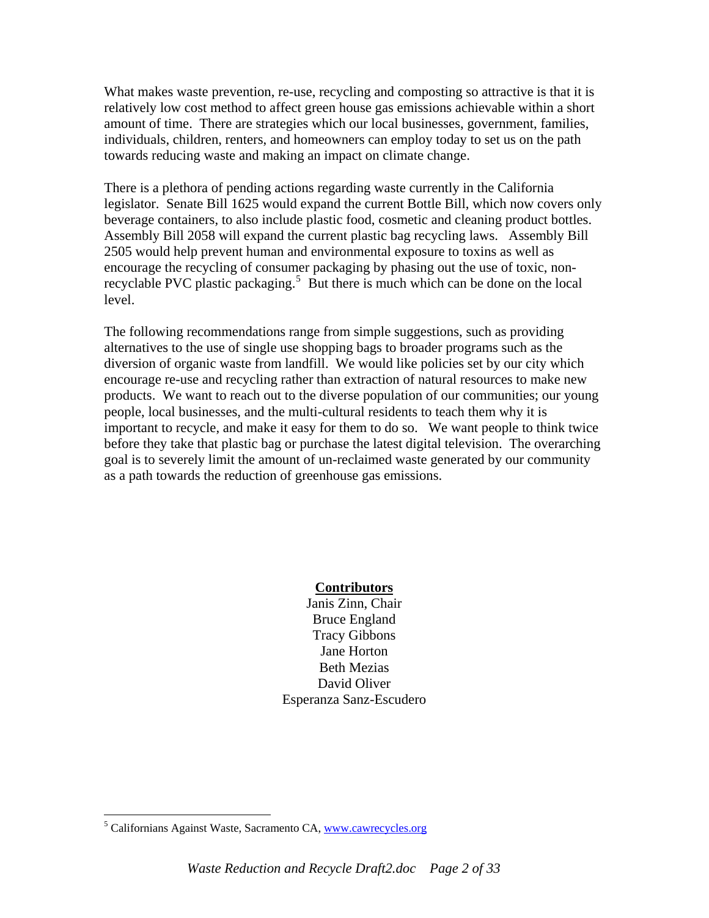What makes waste prevention, re-use, recycling and composting so attractive is that it is relatively low cost method to affect green house gas emissions achievable within a short amount of time. There are strategies which our local businesses, government, families, individuals, children, renters, and homeowners can employ today to set us on the path towards reducing waste and making an impact on climate change.

There is a plethora of pending actions regarding waste currently in the California legislator. Senate Bill 1625 would expand the current Bottle Bill, which now covers only beverage containers, to also include plastic food, cosmetic and cleaning product bottles. Assembly Bill 2058 will expand the current plastic bag recycling laws. Assembly Bill 2505 would help prevent human and environmental exposure to toxins as well as encourage the recycling of consumer packaging by phasing out the use of toxic, non-recyclable PVC plastic packaging.[5] But there is much which can be done on the local level.

The following recommendations range from simple suggestions, such as providing alternatives to the use of single use shopping bags to broader programs such as the diversion of organic waste from landfill. We would like policies set by our city which encourage re-use and recycling rather than extraction of natural resources to make new products. We want to reach out to the diverse population of our communities; our young people, local businesses, and the multi-cultural residents to teach them why it is important to recycle, and make it easy for them to do so. We want people to think twice before they take that plastic bag or purchase the latest digital television. The overarching goal is to severely limit the amount of un-reclaimed waste generated by our community as a path towards the reduction of greenhouse gas emissions.

**Contributors**

Janis Zinn, Chair
Bruce England
Tracy Gibbons
Jane Horton
Beth Mezias
David Oliver
Esperanza Sanz-Escudero

---

[5] Californians Against Waste, Sacramento CA, www.cawrecycles.org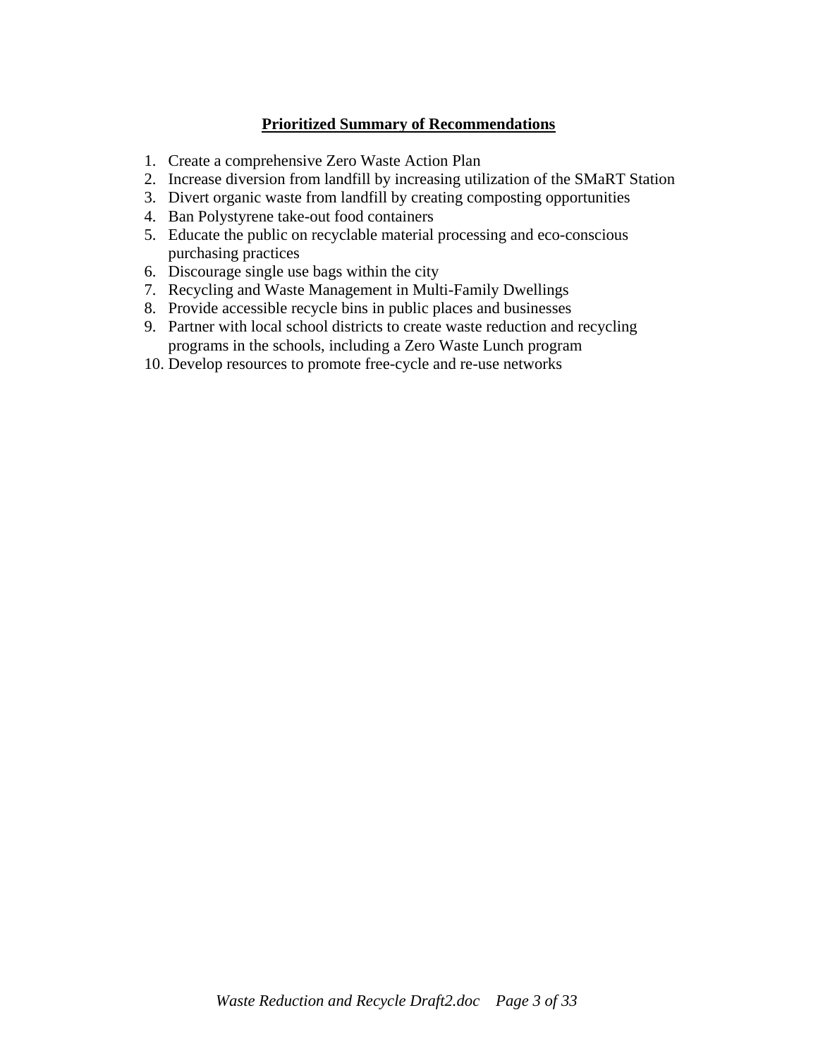## **Prioritized Summary of Recommendations**

1. Create a comprehensive Zero Waste Action Plan
2. Increase diversion from landfill by increasing utilization of the SMaRT Station
3. Divert organic waste from landfill by creating composting opportunities
4. Ban Polystyrene take-out food containers
5. Educate the public on recyclable material processing and eco-conscious purchasing practices
6. Discourage single use bags within the city
7. Recycling and Waste Management in Multi-Family Dwellings
8. Provide accessible recycle bins in public places and businesses
9. Partner with local school districts to create waste reduction and recycling programs in the schools, including a Zero Waste Lunch program
10. Develop resources to promote free-cycle and re-use networks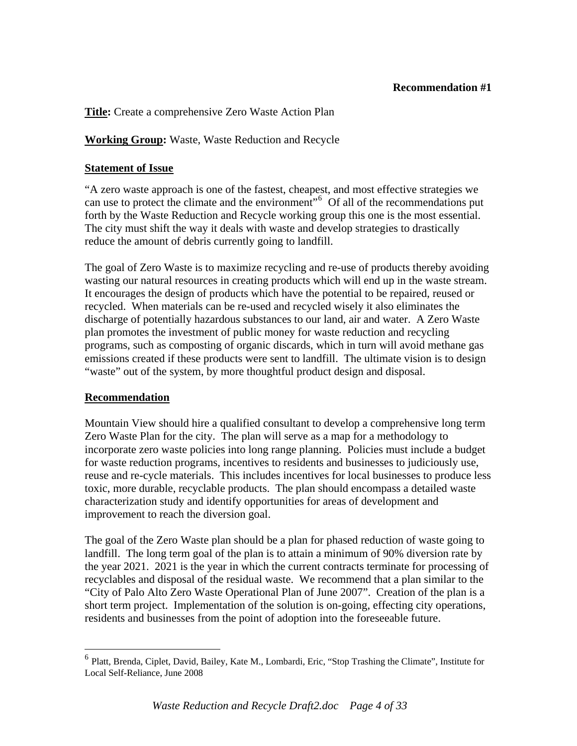**Recommendation #1**

**Title:** Create a comprehensive Zero Waste Action Plan

**Working Group:** Waste, Waste Reduction and Recycle

**Statement of Issue**

"A zero waste approach is one of the fastest, cheapest, and most effective strategies we can use to protect the climate and the environment"[6] Of all of the recommendations put forth by the Waste Reduction and Recycle working group this one is the most essential. The city must shift the way it deals with waste and develop strategies to drastically reduce the amount of debris currently going to landfill.

The goal of Zero Waste is to maximize recycling and re-use of products thereby avoiding wasting our natural resources in creating products which will end up in the waste stream. It encourages the design of products which have the potential to be repaired, reused or recycled. When materials can be re-used and recycled wisely it also eliminates the discharge of potentially hazardous substances to our land, air and water. A Zero Waste plan promotes the investment of public money for waste reduction and recycling programs, such as composting of organic discards, which in turn will avoid methane gas emissions created if these products were sent to landfill. The ultimate vision is to design "waste" out of the system, by more thoughtful product design and disposal.

**Recommendation**

Mountain View should hire a qualified consultant to develop a comprehensive long term Zero Waste Plan for the city. The plan will serve as a map for a methodology to incorporate zero waste policies into long range planning. Policies must include a budget for waste reduction programs, incentives to residents and businesses to judiciously use, reuse and re-cycle materials. This includes incentives for local businesses to produce less toxic, more durable, recyclable products. The plan should encompass a detailed waste characterization study and identify opportunities for areas of development and improvement to reach the diversion goal.

The goal of the Zero Waste plan should be a plan for phased reduction of waste going to landfill. The long term goal of the plan is to attain a minimum of 90% diversion rate by the year 2021. 2021 is the year in which the current contracts terminate for processing of recyclables and disposal of the residual waste. We recommend that a plan similar to the "City of Palo Alto Zero Waste Operational Plan of June 2007". Creation of the plan is a short term project. Implementation of the solution is on-going, effecting city operations, residents and businesses from the point of adoption into the foreseeable future.

---

[6] Platt, Brenda, Ciplet, David, Bailey, Kate M., Lombardi, Eric, "Stop Trashing the Climate", Institute for Local Self-Reliance, June 2008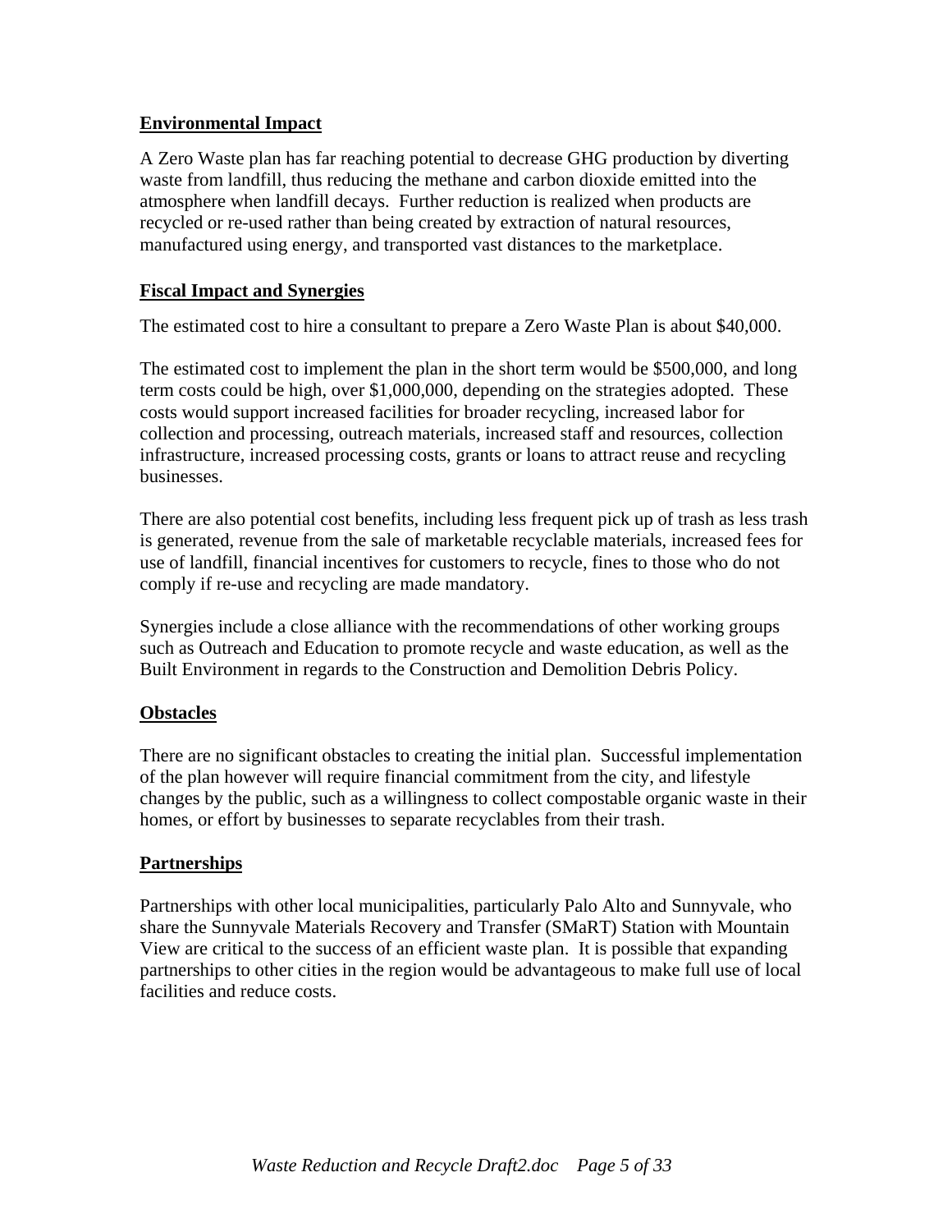## Environmental Impact

A Zero Waste plan has far reaching potential to decrease GHG production by diverting waste from landfill, thus reducing the methane and carbon dioxide emitted into the atmosphere when landfill decays. Further reduction is realized when products are recycled or re-used rather than being created by extraction of natural resources, manufactured using energy, and transported vast distances to the marketplace.

## Fiscal Impact and Synergies

The estimated cost to hire a consultant to prepare a Zero Waste Plan is about $40,000.

The estimated cost to implement the plan in the short term would be $500,000, and long term costs could be high, over $1,000,000, depending on the strategies adopted. These costs would support increased facilities for broader recycling, increased labor for collection and processing, outreach materials, increased staff and resources, collection infrastructure, increased processing costs, grants or loans to attract reuse and recycling businesses.

There are also potential cost benefits, including less frequent pick up of trash as less trash is generated, revenue from the sale of marketable recyclable materials, increased fees for use of landfill, financial incentives for customers to recycle, fines to those who do not comply if re-use and recycling are made mandatory.

Synergies include a close alliance with the recommendations of other working groups such as Outreach and Education to promote recycle and waste education, as well as the Built Environment in regards to the Construction and Demolition Debris Policy.

## Obstacles

There are no significant obstacles to creating the initial plan. Successful implementation of the plan however will require financial commitment from the city, and lifestyle changes by the public, such as a willingness to collect compostable organic waste in their homes, or effort by businesses to separate recyclables from their trash.

## Partnerships

Partnerships with other local municipalities, particularly Palo Alto and Sunnyvale, who share the Sunnyvale Materials Recovery and Transfer (SMaRT) Station with Mountain View are critical to the success of an efficient waste plan. It is possible that expanding partnerships to other cities in the region would be advantageous to make full use of local facilities and reduce costs.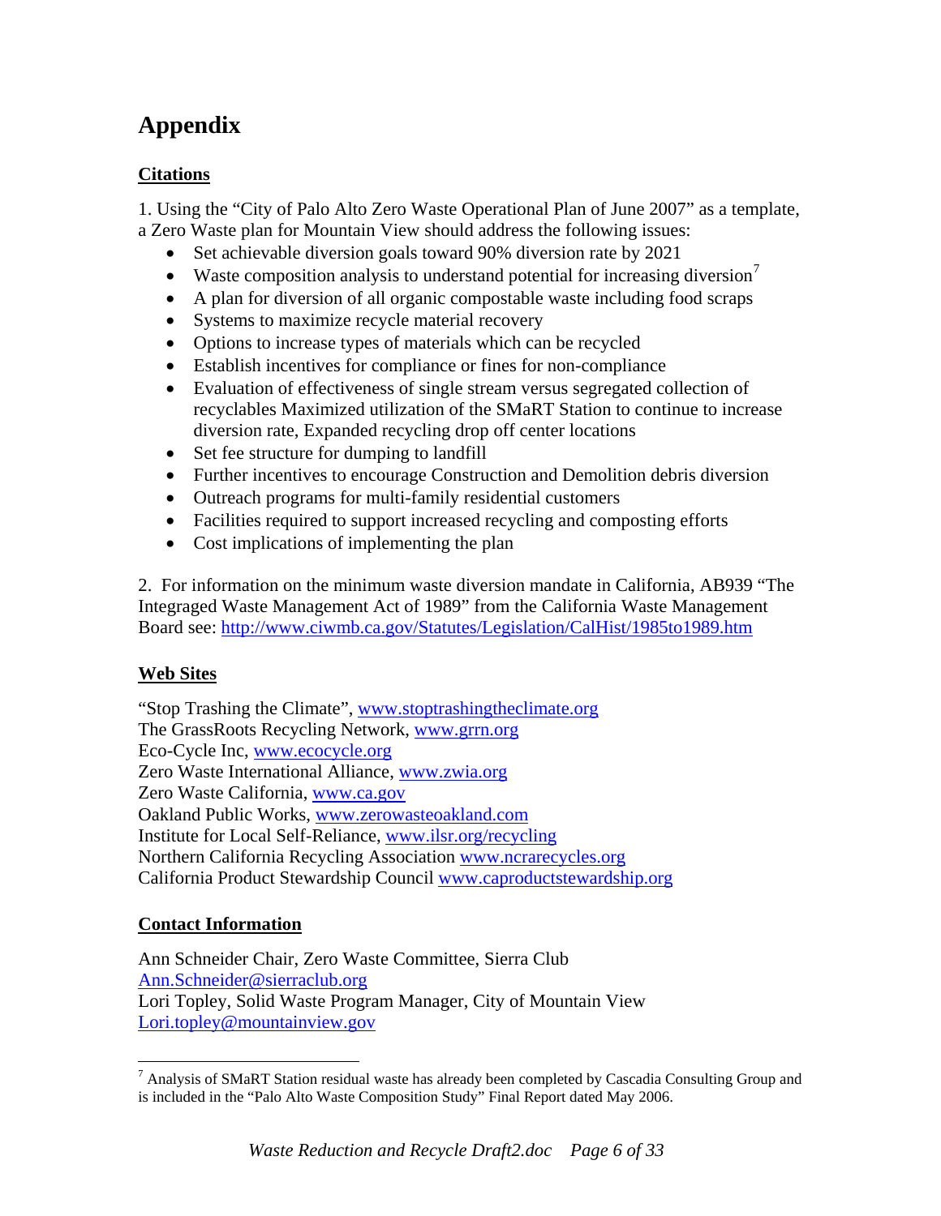# Appendix

**Citations**

1. Using the "City of Palo Alto Zero Waste Operational Plan of June 2007" as a template, a Zero Waste plan for Mountain View should address the following issues:

- Set achievable diversion goals toward 90% diversion rate by 2021
- Waste composition analysis to understand potential for increasing diversion[7]
- A plan for diversion of all organic compostable waste including food scraps
- Systems to maximize recycle material recovery
- Options to increase types of materials which can be recycled
- Establish incentives for compliance or fines for non-compliance
- Evaluation of effectiveness of single stream versus segregated collection of recyclables Maximized utilization of the SMaRT Station to continue to increase diversion rate, Expanded recycling drop off center locations
- Set fee structure for dumping to landfill
- Further incentives to encourage Construction and Demolition debris diversion
- Outreach programs for multi-family residential customers
- Facilities required to support increased recycling and composting efforts
- Cost implications of implementing the plan

2. For information on the minimum waste diversion mandate in California, AB939 "The Integraged Waste Management Act of 1989" from the California Waste Management Board see: http://www.ciwmb.ca.gov/Statutes/Legislation/CalHist/1985to1989.htm

**Web Sites**

"Stop Trashing the Climate", www.stoptrashingtheclimate.org
The GrassRoots Recycling Network, www.grrn.org
Eco-Cycle Inc, www.ecocycle.org
Zero Waste International Alliance, www.zwia.org
Zero Waste California, www.ca.gov
Oakland Public Works, www.zerowasteoakland.com
Institute for Local Self-Reliance, www.ilsr.org/recycling
Northern California Recycling Association www.ncrarecycles.org
California Product Stewardship Council www.caproductstewardship.org

**Contact Information**

Ann Schneider Chair, Zero Waste Committee, Sierra Club
Ann.Schneider@sierraclub.org
Lori Topley, Solid Waste Program Manager, City of Mountain View
Lori.topley@mountainview.gov

[7] Analysis of SMaRT Station residual waste has already been completed by Cascadia Consulting Group and is included in the "Palo Alto Waste Composition Study" Final Report dated May 2006.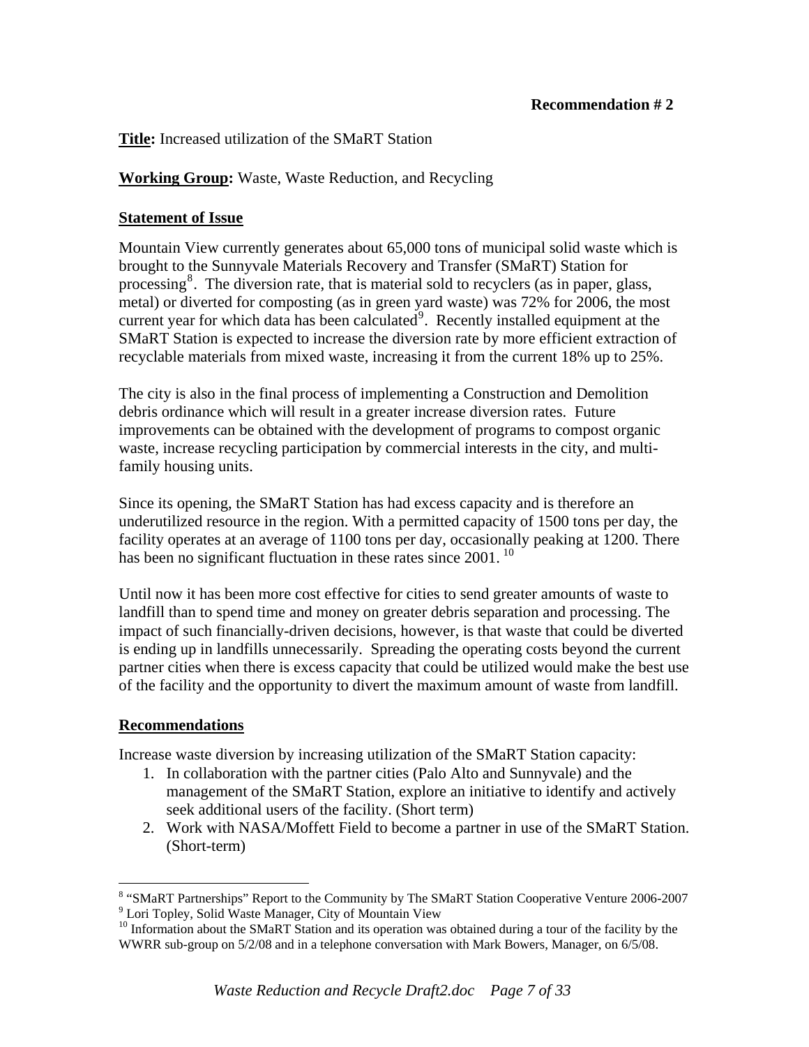**Recommendation # 2**

**Title:** Increased utilization of the SMaRT Station

**Working Group:** Waste, Waste Reduction, and Recycling

## Statement of Issue

Mountain View currently generates about 65,000 tons of municipal solid waste which is brought to the Sunnyvale Materials Recovery and Transfer (SMaRT) Station for processing[8]. The diversion rate, that is material sold to recyclers (as in paper, glass, metal) or diverted for composting (as in green yard waste) was 72% for 2006, the most current year for which data has been calculated[9]. Recently installed equipment at the SMaRT Station is expected to increase the diversion rate by more efficient extraction of recyclable materials from mixed waste, increasing it from the current 18% up to 25%.

The city is also in the final process of implementing a Construction and Demolition debris ordinance which will result in a greater increase diversion rates. Future improvements can be obtained with the development of programs to compost organic waste, increase recycling participation by commercial interests in the city, and multi-family housing units.

Since its opening, the SMaRT Station has had excess capacity and is therefore an underutilized resource in the region. With a permitted capacity of 1500 tons per day, the facility operates at an average of 1100 tons per day, occasionally peaking at 1200. There has been no significant fluctuation in these rates since 2001. [10]

Until now it has been more cost effective for cities to send greater amounts of waste to landfill than to spend time and money on greater debris separation and processing. The impact of such financially-driven decisions, however, is that waste that could be diverted is ending up in landfills unnecessarily. Spreading the operating costs beyond the current partner cities when there is excess capacity that could be utilized would make the best use of the facility and the opportunity to divert the maximum amount of waste from landfill.

## Recommendations

Increase waste diversion by increasing utilization of the SMaRT Station capacity:

1. In collaboration with the partner cities (Palo Alto and Sunnyvale) and the management of the SMaRT Station, explore an initiative to identify and actively seek additional users of the facility. (Short term)
2. Work with NASA/Moffett Field to become a partner in use of the SMaRT Station. (Short-term)

---

[8] "SMaRT Partnerships" Report to the Community by The SMaRT Station Cooperative Venture 2006-2007

[9] Lori Topley, Solid Waste Manager, City of Mountain View

[10] Information about the SMaRT Station and its operation was obtained during a tour of the facility by the WWRR sub-group on 5/2/08 and in a telephone conversation with Mark Bowers, Manager, on 6/5/08.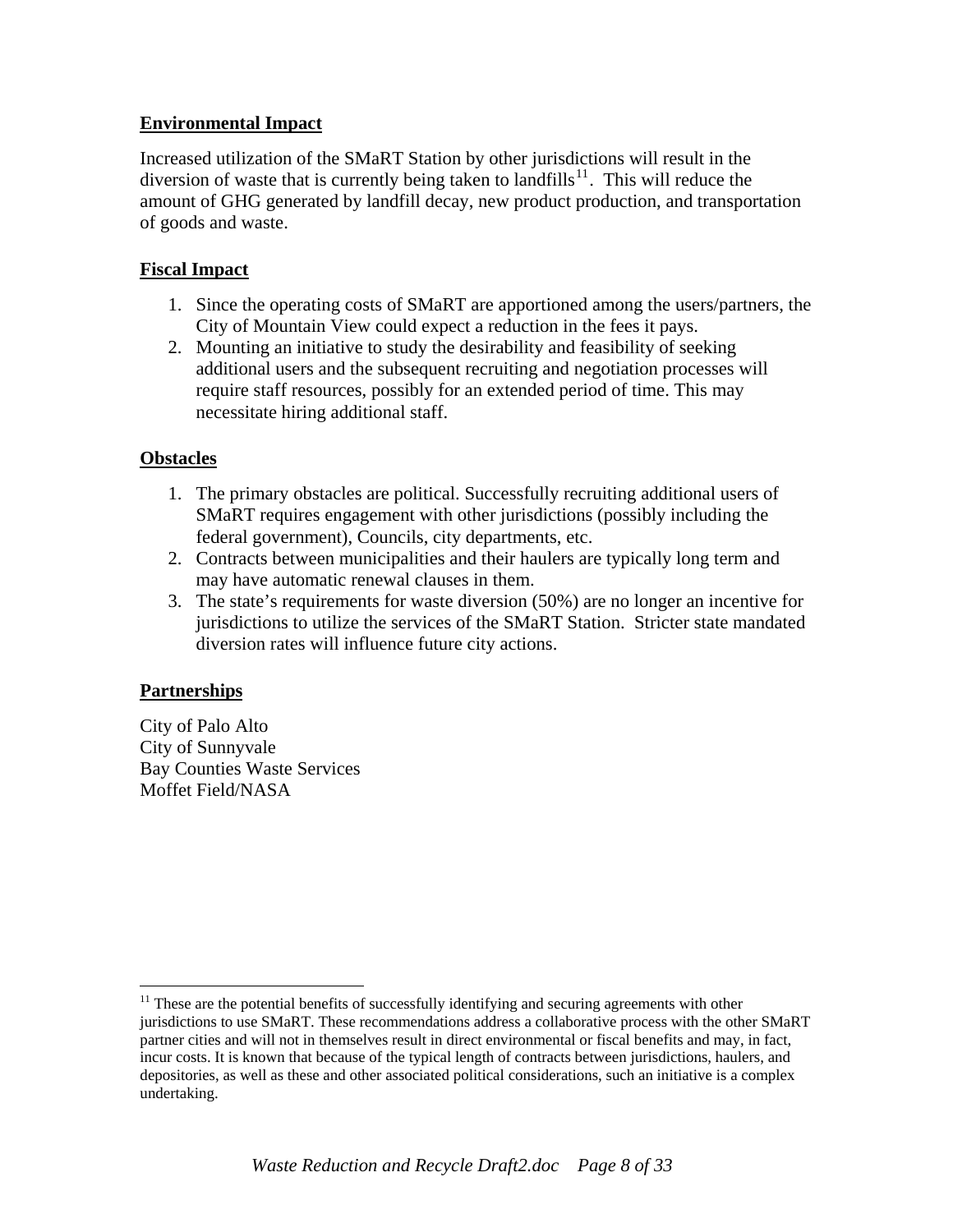**Environmental Impact**

Increased utilization of the SMaRT Station by other jurisdictions will result in the diversion of waste that is currently being taken to landfills[11]. This will reduce the amount of GHG generated by landfill decay, new product production, and transportation of goods and waste.

**Fiscal Impact**

1. Since the operating costs of SMaRT are apportioned among the users/partners, the City of Mountain View could expect a reduction in the fees it pays.
2. Mounting an initiative to study the desirability and feasibility of seeking additional users and the subsequent recruiting and negotiation processes will require staff resources, possibly for an extended period of time. This may necessitate hiring additional staff.

**Obstacles**

1. The primary obstacles are political. Successfully recruiting additional users of SMaRT requires engagement with other jurisdictions (possibly including the federal government), Councils, city departments, etc.
2. Contracts between municipalities and their haulers are typically long term and may have automatic renewal clauses in them.
3. The state's requirements for waste diversion (50%) are no longer an incentive for jurisdictions to utilize the services of the SMaRT Station. Stricter state mandated diversion rates will influence future city actions.

**Partnerships**

City of Palo Alto
City of Sunnyvale
Bay Counties Waste Services
Moffet Field/NASA

---

[11] These are the potential benefits of successfully identifying and securing agreements with other jurisdictions to use SMaRT. These recommendations address a collaborative process with the other SMaRT partner cities and will not in themselves result in direct environmental or fiscal benefits and may, in fact, incur costs. It is known that because of the typical length of contracts between jurisdictions, haulers, and depositories, as well as these and other associated political considerations, such an initiative is a complex undertaking.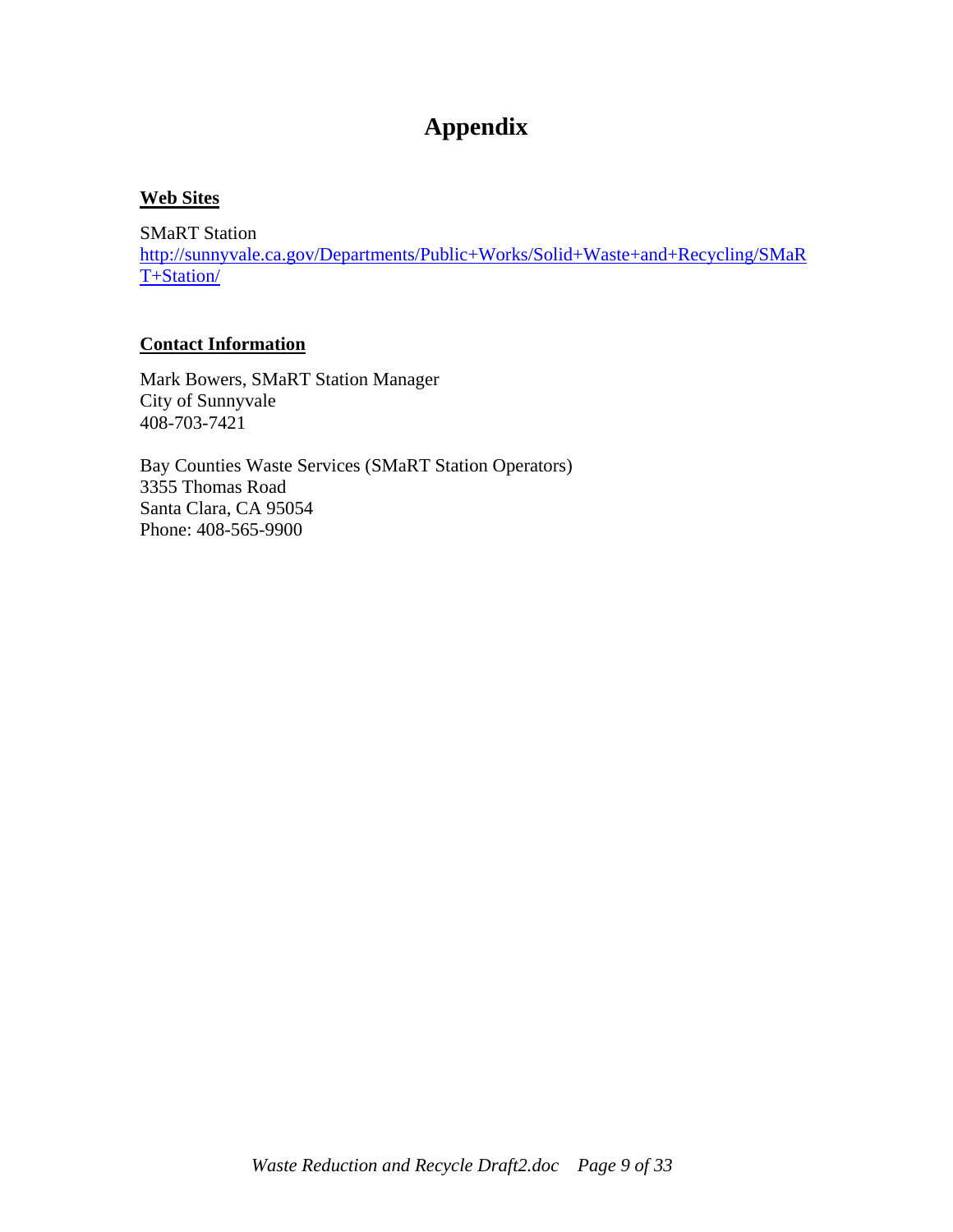# Appendix

**Web Sites**

SMaRT Station
http://sunnyvale.ca.gov/Departments/Public+Works/Solid+Waste+and+Recycling/SMaRT+Station/

**Contact Information**

Mark Bowers, SMaRT Station Manager
City of Sunnyvale
408-703-7421

Bay Counties Waste Services (SMaRT Station Operators)
3355 Thomas Road
Santa Clara, CA 95054
Phone: 408-565-9900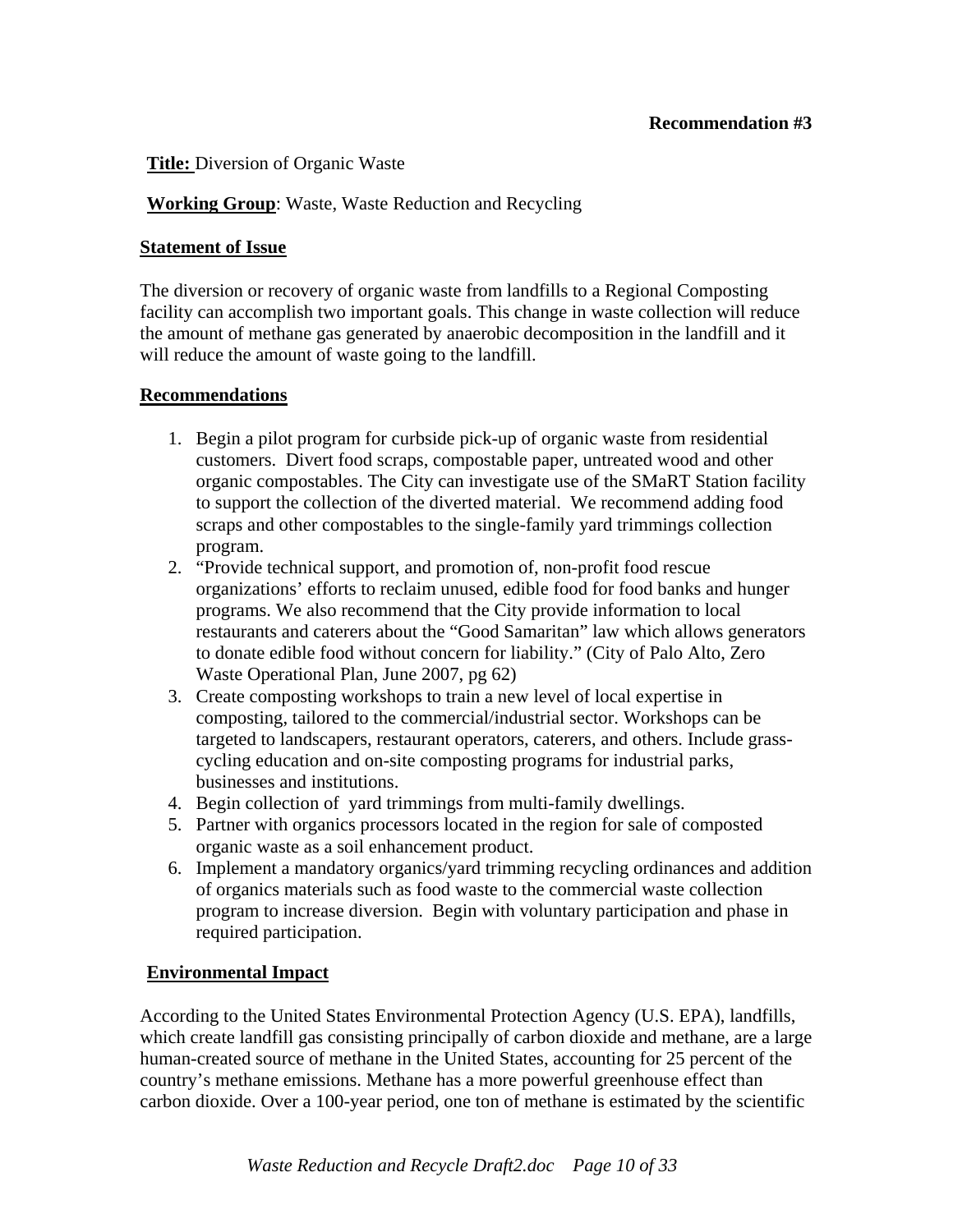**Recommendation #3**

**Title:** Diversion of Organic Waste

**Working Group**: Waste, Waste Reduction and Recycling

## Statement of Issue

The diversion or recovery of organic waste from landfills to a Regional Composting facility can accomplish two important goals. This change in waste collection will reduce the amount of methane gas generated by anaerobic decomposition in the landfill and it will reduce the amount of waste going to the landfill.

## Recommendations

1. Begin a pilot program for curbside pick-up of organic waste from residential customers. Divert food scraps, compostable paper, untreated wood and other organic compostables. The City can investigate use of the SMaRT Station facility to support the collection of the diverted material. We recommend adding food scraps and other compostables to the single-family yard trimmings collection program.
2. "Provide technical support, and promotion of, non-profit food rescue organizations' efforts to reclaim unused, edible food for food banks and hunger programs. We also recommend that the City provide information to local restaurants and caterers about the "Good Samaritan" law which allows generators to donate edible food without concern for liability." (City of Palo Alto, Zero Waste Operational Plan, June 2007, pg 62)
3. Create composting workshops to train a new level of local expertise in composting, tailored to the commercial/industrial sector. Workshops can be targeted to landscapers, restaurant operators, caterers, and others. Include grass-cycling education and on-site composting programs for industrial parks, businesses and institutions.
4. Begin collection of yard trimmings from multi-family dwellings.
5. Partner with organics processors located in the region for sale of composted organic waste as a soil enhancement product.
6. Implement a mandatory organics/yard trimming recycling ordinances and addition of organics materials such as food waste to the commercial waste collection program to increase diversion. Begin with voluntary participation and phase in required participation.

## Environmental Impact

According to the United States Environmental Protection Agency (U.S. EPA), landfills, which create landfill gas consisting principally of carbon dioxide and methane, are a large human-created source of methane in the United States, accounting for 25 percent of the country's methane emissions. Methane has a more powerful greenhouse effect than carbon dioxide. Over a 100-year period, one ton of methane is estimated by the scientific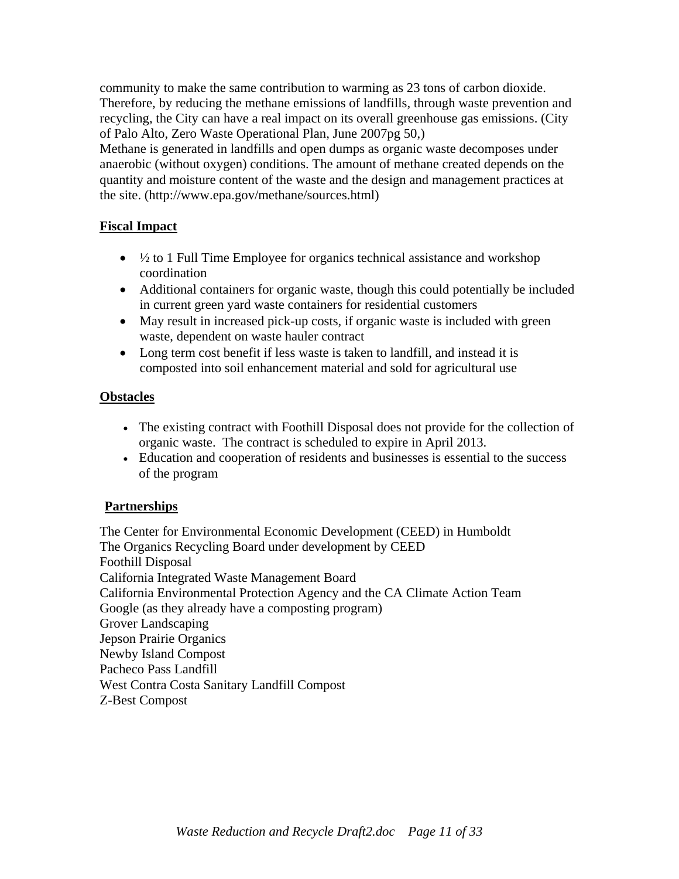community to make the same contribution to warming as 23 tons of carbon dioxide. Therefore, by reducing the methane emissions of landfills, through waste prevention and recycling, the City can have a real impact on its overall greenhouse gas emissions. (City of Palo Alto, Zero Waste Operational Plan, June 2007pg 50,)
Methane is generated in landfills and open dumps as organic waste decomposes under anaerobic (without oxygen) conditions. The amount of methane created depends on the quantity and moisture content of the waste and the design and management practices at the site. (http://www.epa.gov/methane/sources.html)

**Fiscal Impact**

- ½ to 1 Full Time Employee for organics technical assistance and workshop coordination
- Additional containers for organic waste, though this could potentially be included in current green yard waste containers for residential customers
- May result in increased pick-up costs, if organic waste is included with green waste, dependent on waste hauler contract
- Long term cost benefit if less waste is taken to landfill, and instead it is composted into soil enhancement material and sold for agricultural use

**Obstacles**

- The existing contract with Foothill Disposal does not provide for the collection of organic waste. The contract is scheduled to expire in April 2013.
- Education and cooperation of residents and businesses is essential to the success of the program

**Partnerships**

The Center for Environmental Economic Development (CEED) in Humboldt
The Organics Recycling Board under development by CEED
Foothill Disposal
California Integrated Waste Management Board
California Environmental Protection Agency and the CA Climate Action Team
Google (as they already have a composting program)
Grover Landscaping
Jepson Prairie Organics
Newby Island Compost
Pacheco Pass Landfill
West Contra Costa Sanitary Landfill Compost
Z-Best Compost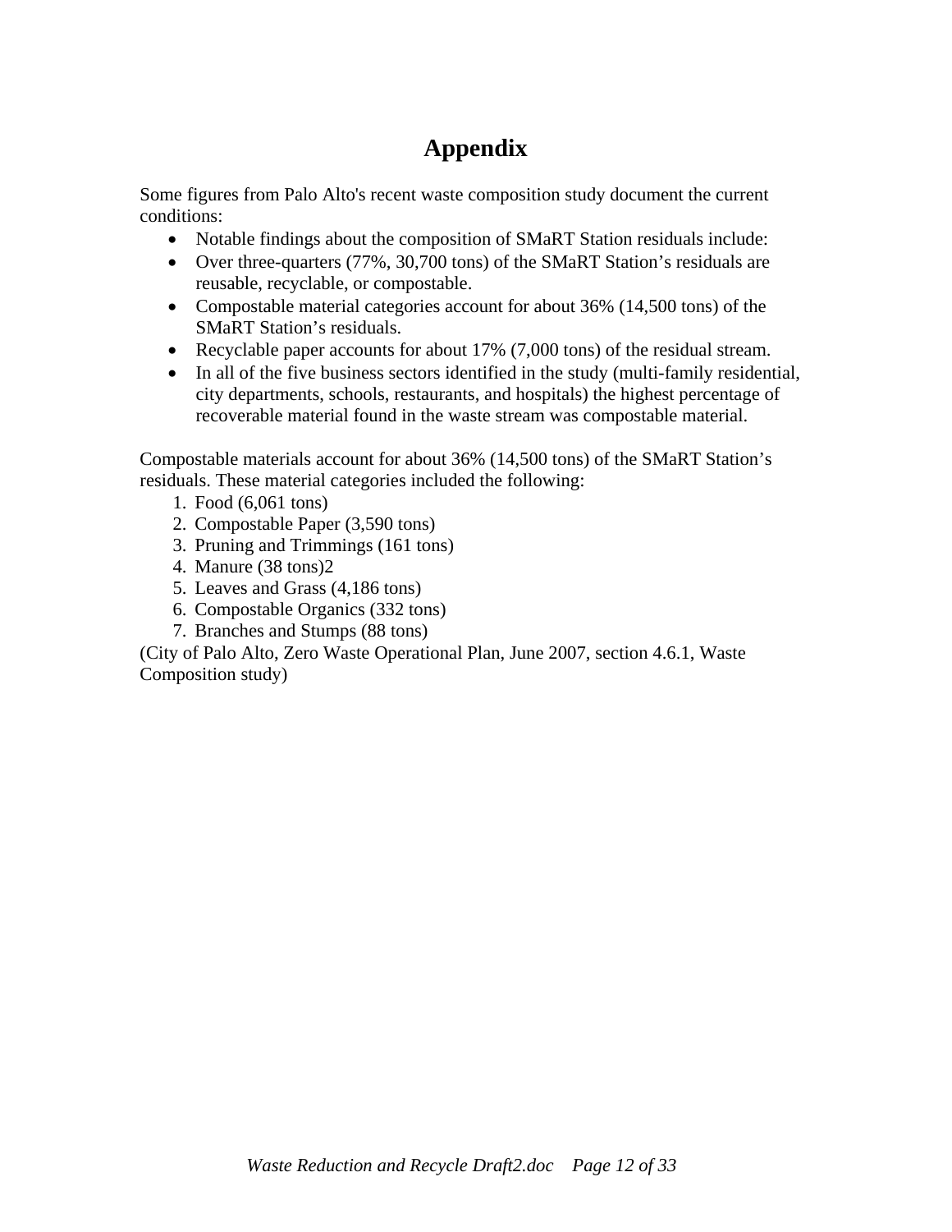# Appendix

Some figures from Palo Alto's recent waste composition study document the current conditions:

- Notable findings about the composition of SMaRT Station residuals include:
- Over three-quarters (77%, 30,700 tons) of the SMaRT Station's residuals are reusable, recyclable, or compostable.
- Compostable material categories account for about 36% (14,500 tons) of the SMaRT Station's residuals.
- Recyclable paper accounts for about 17% (7,000 tons) of the residual stream.
- In all of the five business sectors identified in the study (multi-family residential, city departments, schools, restaurants, and hospitals) the highest percentage of recoverable material found in the waste stream was compostable material.

Compostable materials account for about 36% (14,500 tons) of the SMaRT Station's residuals. These material categories included the following:

1. Food (6,061 tons)
2. Compostable Paper (3,590 tons)
3. Pruning and Trimmings (161 tons)
4. Manure (38 tons)2
5. Leaves and Grass (4,186 tons)
6. Compostable Organics (332 tons)
7. Branches and Stumps (88 tons)

(City of Palo Alto, Zero Waste Operational Plan, June 2007, section 4.6.1, Waste Composition study)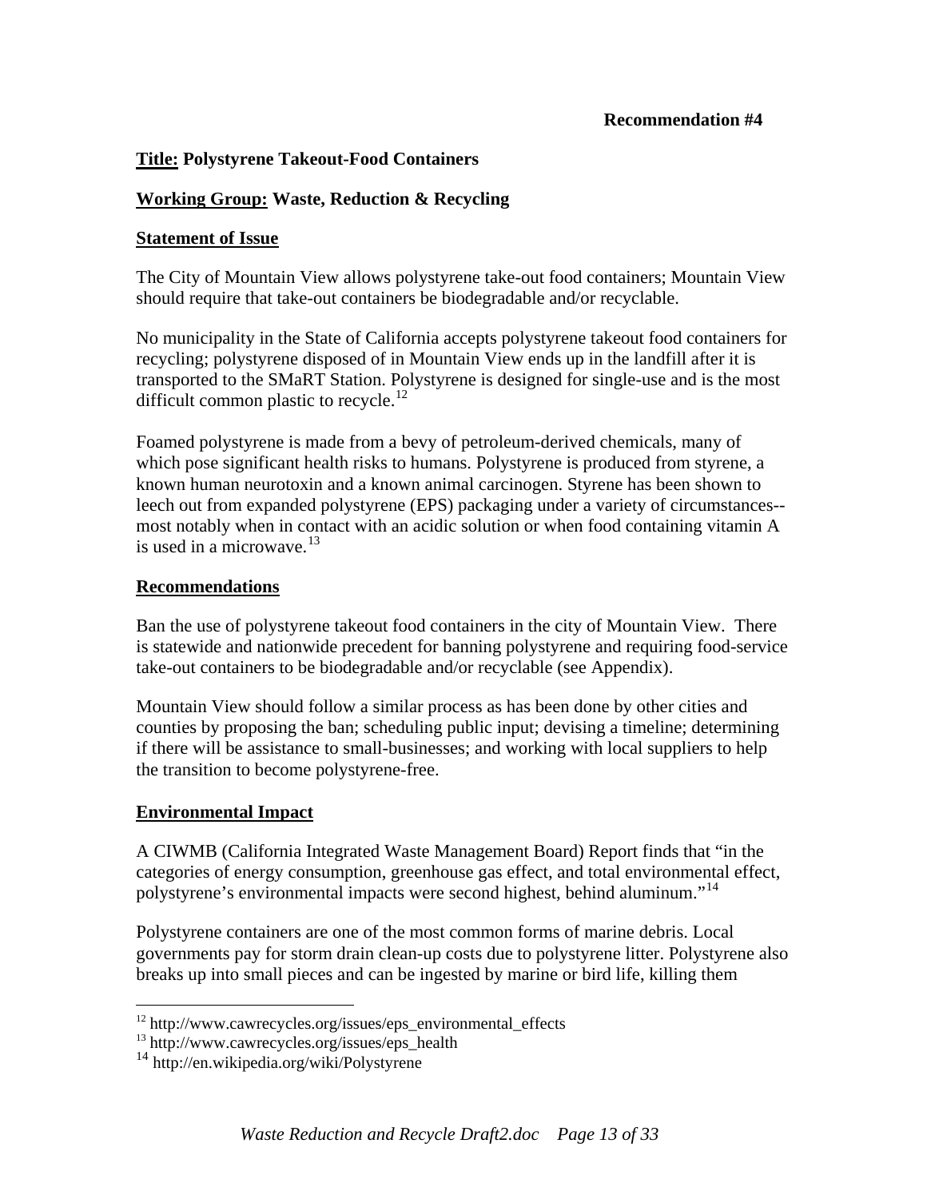**Recommendation #4**

**Title: Polystyrene Takeout-Food Containers**

**Working Group: Waste, Reduction & Recycling**

## Statement of Issue

The City of Mountain View allows polystyrene take-out food containers; Mountain View should require that take-out containers be biodegradable and/or recyclable.

No municipality in the State of California accepts polystyrene takeout food containers for recycling; polystyrene disposed of in Mountain View ends up in the landfill after it is transported to the SMaRT Station. Polystyrene is designed for single-use and is the most difficult common plastic to recycle.[12]

Foamed polystyrene is made from a bevy of petroleum-derived chemicals, many of which pose significant health risks to humans. Polystyrene is produced from styrene, a known human neurotoxin and a known animal carcinogen. Styrene has been shown to leech out from expanded polystyrene (EPS) packaging under a variety of circumstances--most notably when in contact with an acidic solution or when food containing vitamin A is used in a microwave.[13]

## Recommendations

Ban the use of polystyrene takeout food containers in the city of Mountain View. There is statewide and nationwide precedent for banning polystyrene and requiring food-service take-out containers to be biodegradable and/or recyclable (see Appendix).

Mountain View should follow a similar process as has been done by other cities and counties by proposing the ban; scheduling public input; devising a timeline; determining if there will be assistance to small-businesses; and working with local suppliers to help the transition to become polystyrene-free.

## Environmental Impact

A CIWMB (California Integrated Waste Management Board) Report finds that "in the categories of energy consumption, greenhouse gas effect, and total environmental effect, polystyrene's environmental impacts were second highest, behind aluminum."[14]

Polystyrene containers are one of the most common forms of marine debris. Local governments pay for storm drain clean-up costs due to polystyrene litter. Polystyrene also breaks up into small pieces and can be ingested by marine or bird life, killing them

---

[12] http://www.cawrecycles.org/issues/eps_environmental_effects
[13] http://www.cawrecycles.org/issues/eps_health
[14] http://en.wikipedia.org/wiki/Polystyrene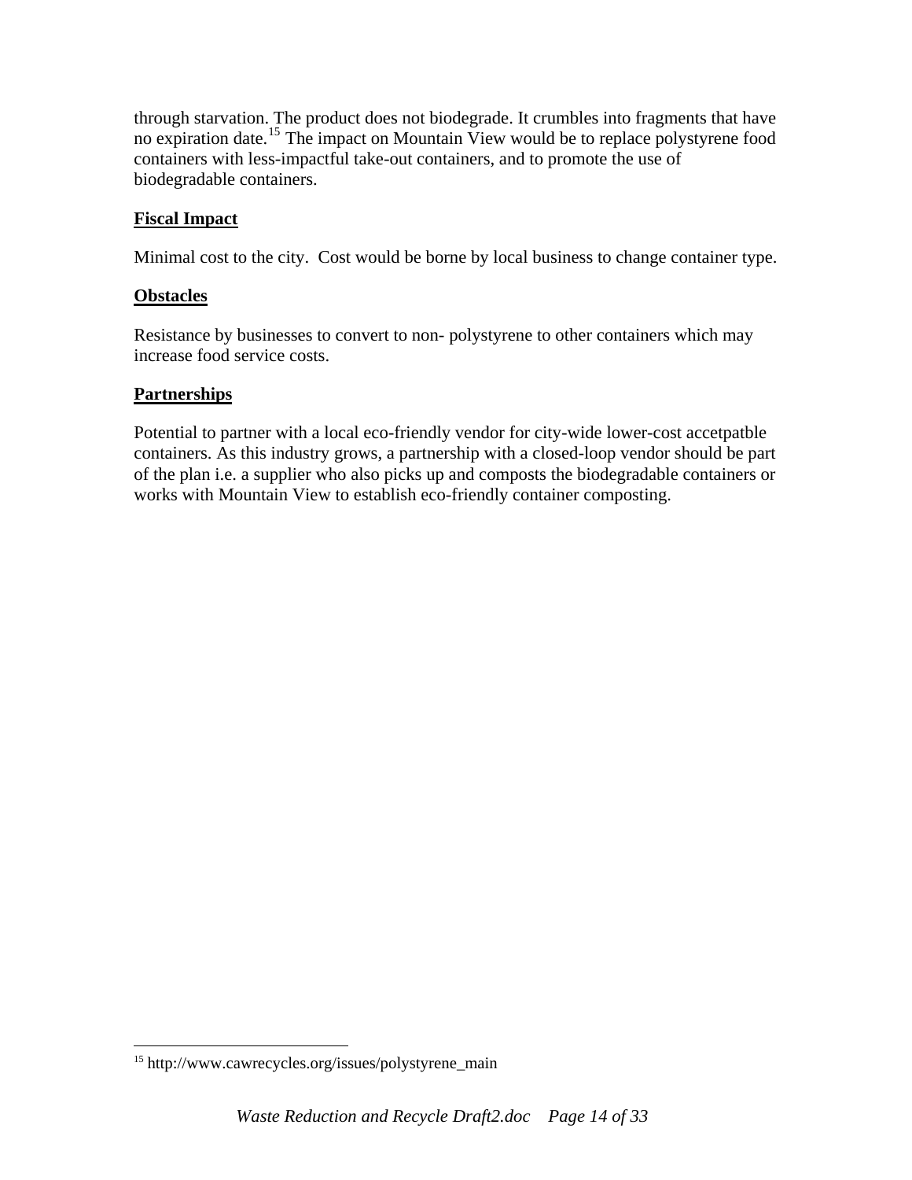through starvation. The product does not biodegrade. It crumbles into fragments that have no expiration date.[15] The impact on Mountain View would be to replace polystyrene food containers with less-impactful take-out containers, and to promote the use of biodegradable containers.

**Fiscal Impact**

Minimal cost to the city. Cost would be borne by local business to change container type.

**Obstacles**

Resistance by businesses to convert to non- polystyrene to other containers which may increase food service costs.

**Partnerships**

Potential to partner with a local eco-friendly vendor for city-wide lower-cost accetpatble containers. As this industry grows, a partnership with a closed-loop vendor should be part of the plan i.e. a supplier who also picks up and composts the biodegradable containers or works with Mountain View to establish eco-friendly container composting.

---

[15] http://www.cawrecycles.org/issues/polystyrene_main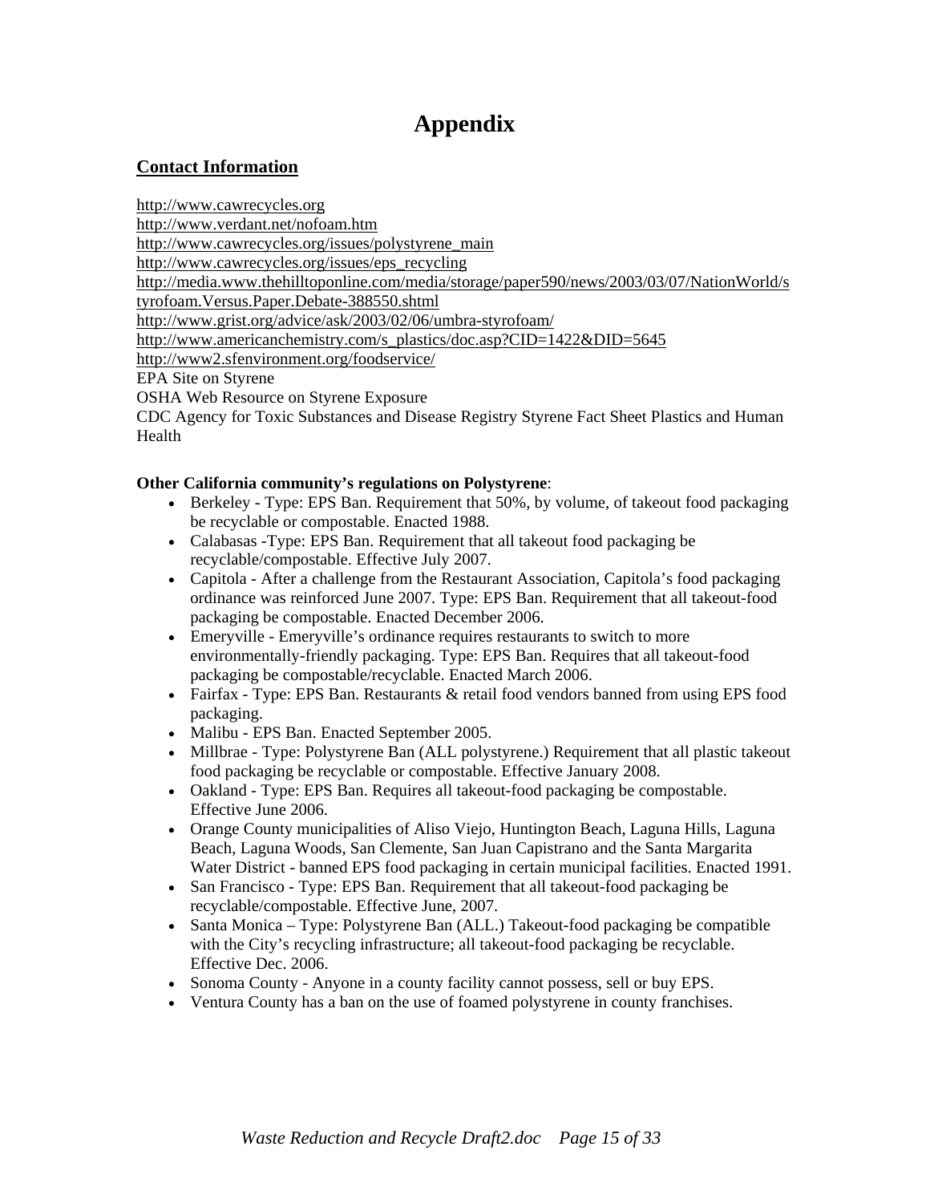# Appendix

## Contact Information

http://www.cawrecycles.org
http://www.verdant.net/nofoam.htm
http://www.cawrecycles.org/issues/polystyrene_main
http://www.cawrecycles.org/issues/eps_recycling
http://media.www.thehilltoponline.com/media/storage/paper590/news/2003/03/07/NationWorld/styrofoam.Versus.Paper.Debate-388550.shtml
http://www.grist.org/advice/ask/2003/02/06/umbra-styrofoam/
http://www.americanchemistry.com/s_plastics/doc.asp?CID=1422&DID=5645
http://www2.sfenvironment.org/foodservice/
EPA Site on Styrene
OSHA Web Resource on Styrene Exposure
CDC Agency for Toxic Substances and Disease Registry Styrene Fact Sheet Plastics and Human Health

**Other California community's regulations on Polystyrene**:

- Berkeley - Type: EPS Ban. Requirement that 50%, by volume, of takeout food packaging be recyclable or compostable. Enacted 1988.
- Calabasas -Type: EPS Ban. Requirement that all takeout food packaging be recyclable/compostable. Effective July 2007.
- Capitola - After a challenge from the Restaurant Association, Capitola's food packaging ordinance was reinforced June 2007. Type: EPS Ban. Requirement that all takeout-food packaging be compostable. Enacted December 2006.
- Emeryville - Emeryville's ordinance requires restaurants to switch to more environmentally-friendly packaging. Type: EPS Ban. Requires that all takeout-food packaging be compostable/recyclable. Enacted March 2006.
- Fairfax - Type: EPS Ban. Restaurants & retail food vendors banned from using EPS food packaging.
- Malibu - EPS Ban. Enacted September 2005.
- Millbrae - Type: Polystyrene Ban (ALL polystyrene.) Requirement that all plastic takeout food packaging be recyclable or compostable. Effective January 2008.
- Oakland - Type: EPS Ban. Requires all takeout-food packaging be compostable. Effective June 2006.
- Orange County municipalities of Aliso Viejo, Huntington Beach, Laguna Hills, Laguna Beach, Laguna Woods, San Clemente, San Juan Capistrano and the Santa Margarita Water District - banned EPS food packaging in certain municipal facilities. Enacted 1991.
- San Francisco - Type: EPS Ban. Requirement that all takeout-food packaging be recyclable/compostable. Effective June, 2007.
- Santa Monica – Type: Polystyrene Ban (ALL.) Takeout-food packaging be compatible with the City's recycling infrastructure; all takeout-food packaging be recyclable. Effective Dec. 2006.
- Sonoma County - Anyone in a county facility cannot possess, sell or buy EPS.
- Ventura County has a ban on the use of foamed polystyrene in county franchises.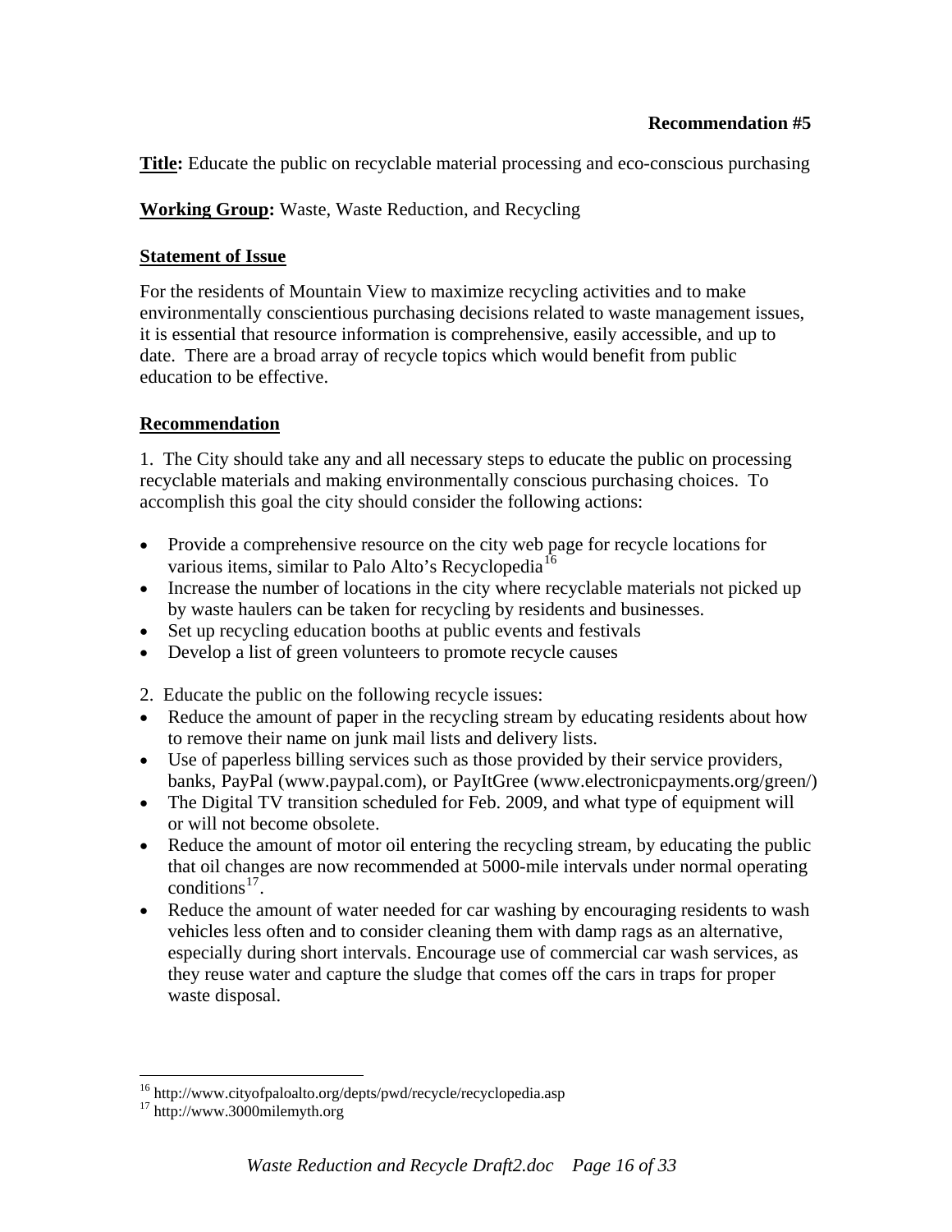**Recommendation #5**

**Title:** Educate the public on recyclable material processing and eco-conscious purchasing

**Working Group:** Waste, Waste Reduction, and Recycling

**Statement of Issue**

For the residents of Mountain View to maximize recycling activities and to make environmentally conscientious purchasing decisions related to waste management issues, it is essential that resource information is comprehensive, easily accessible, and up to date. There are a broad array of recycle topics which would benefit from public education to be effective.

**Recommendation**

1. The City should take any and all necessary steps to educate the public on processing recyclable materials and making environmentally conscious purchasing choices. To accomplish this goal the city should consider the following actions:

- Provide a comprehensive resource on the city web page for recycle locations for various items, similar to Palo Alto's Recyclopedia[16]
- Increase the number of locations in the city where recyclable materials not picked up by waste haulers can be taken for recycling by residents and businesses.
- Set up recycling education booths at public events and festivals
- Develop a list of green volunteers to promote recycle causes

2. Educate the public on the following recycle issues:

- Reduce the amount of paper in the recycling stream by educating residents about how to remove their name on junk mail lists and delivery lists.
- Use of paperless billing services such as those provided by their service providers, banks, PayPal (www.paypal.com), or PayItGree (www.electronicpayments.org/green/)
- The Digital TV transition scheduled for Feb. 2009, and what type of equipment will or will not become obsolete.
- Reduce the amount of motor oil entering the recycling stream, by educating the public that oil changes are now recommended at 5000-mile intervals under normal operating conditions[17].
- Reduce the amount of water needed for car washing by encouraging residents to wash vehicles less often and to consider cleaning them with damp rags as an alternative, especially during short intervals. Encourage use of commercial car wash services, as they reuse water and capture the sludge that comes off the cars in traps for proper waste disposal.

---

[16] http://www.cityofpaloalto.org/depts/pwd/recycle/recyclopedia.asp

[17] http://www.3000milemyth.org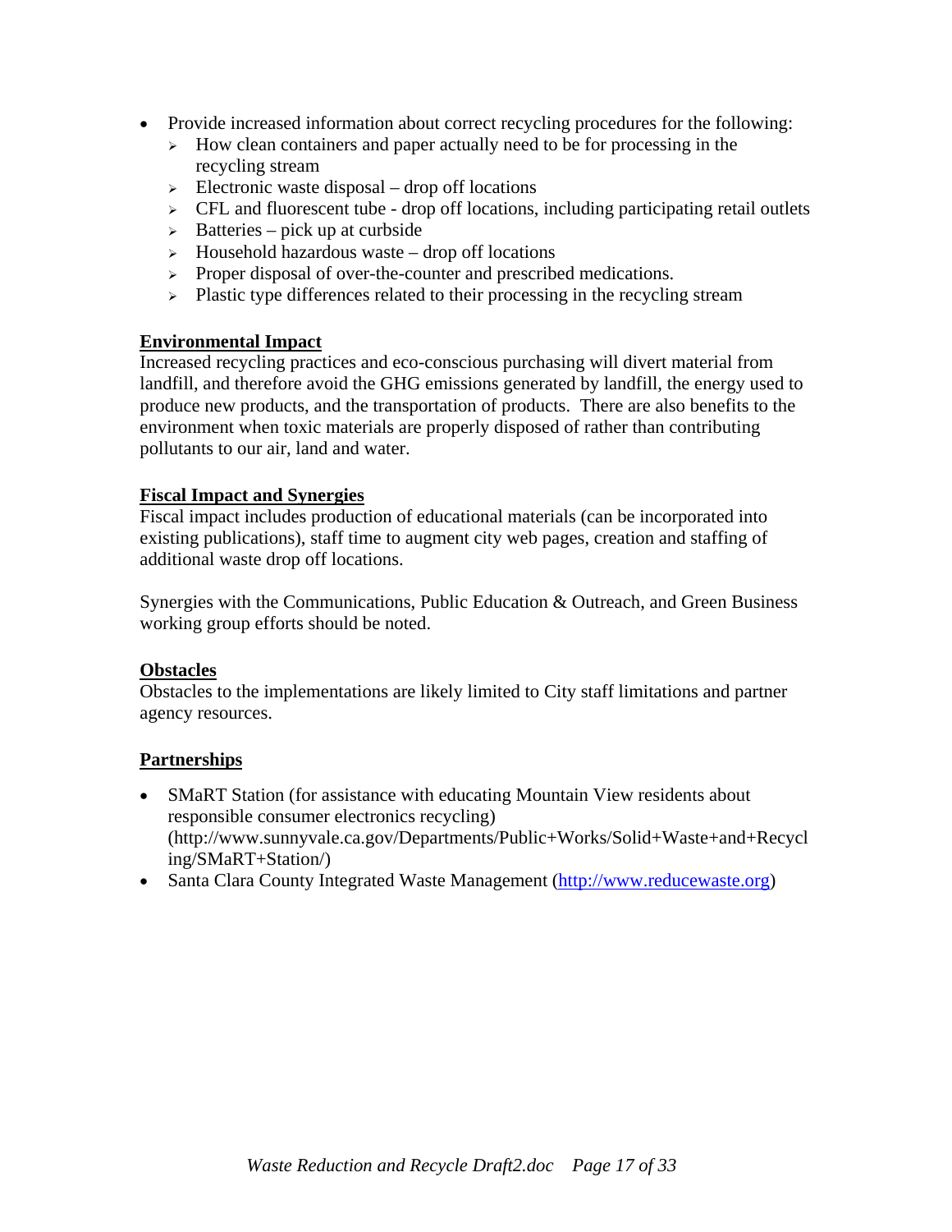- Provide increased information about correct recycling procedures for the following:
  - How clean containers and paper actually need to be for processing in the recycling stream
  - Electronic waste disposal – drop off locations
  - CFL and fluorescent tube - drop off locations, including participating retail outlets
  - Batteries – pick up at curbside
  - Household hazardous waste – drop off locations
  - Proper disposal of over-the-counter and prescribed medications.
  - Plastic type differences related to their processing in the recycling stream

**Environmental Impact**

Increased recycling practices and eco-conscious purchasing will divert material from landfill, and therefore avoid the GHG emissions generated by landfill, the energy used to produce new products, and the transportation of products. There are also benefits to the environment when toxic materials are properly disposed of rather than contributing pollutants to our air, land and water.

**Fiscal Impact and Synergies**

Fiscal impact includes production of educational materials (can be incorporated into existing publications), staff time to augment city web pages, creation and staffing of additional waste drop off locations.

Synergies with the Communications, Public Education & Outreach, and Green Business working group efforts should be noted.

**Obstacles**

Obstacles to the implementations are likely limited to City staff limitations and partner agency resources.

**Partnerships**

- SMaRT Station (for assistance with educating Mountain View residents about responsible consumer electronics recycling) (http://www.sunnyvale.ca.gov/Departments/Public+Works/Solid+Waste+and+Recycling/SMaRT+Station/)
- Santa Clara County Integrated Waste Management (http://www.reducewaste.org)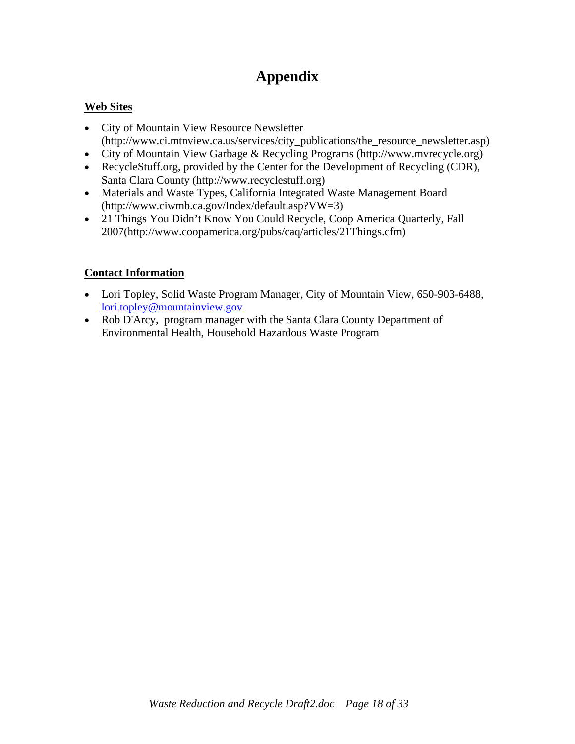# Appendix

**Web Sites**

- City of Mountain View Resource Newsletter (http://www.ci.mtnview.ca.us/services/city_publications/the_resource_newsletter.asp)
- City of Mountain View Garbage & Recycling Programs (http://www.mvrecycle.org)
- RecycleStuff.org, provided by the Center for the Development of Recycling (CDR), Santa Clara County (http://www.recyclestuff.org)
- Materials and Waste Types, California Integrated Waste Management Board (http://www.ciwmb.ca.gov/Index/default.asp?VW=3)
- 21 Things You Didn't Know You Could Recycle, Coop America Quarterly, Fall 2007(http://www.coopamerica.org/pubs/caq/articles/21Things.cfm)

**Contact Information**

- Lori Topley, Solid Waste Program Manager, City of Mountain View, 650-903-6488, lori.topley@mountainview.gov
- Rob D'Arcy, program manager with the Santa Clara County Department of Environmental Health, Household Hazardous Waste Program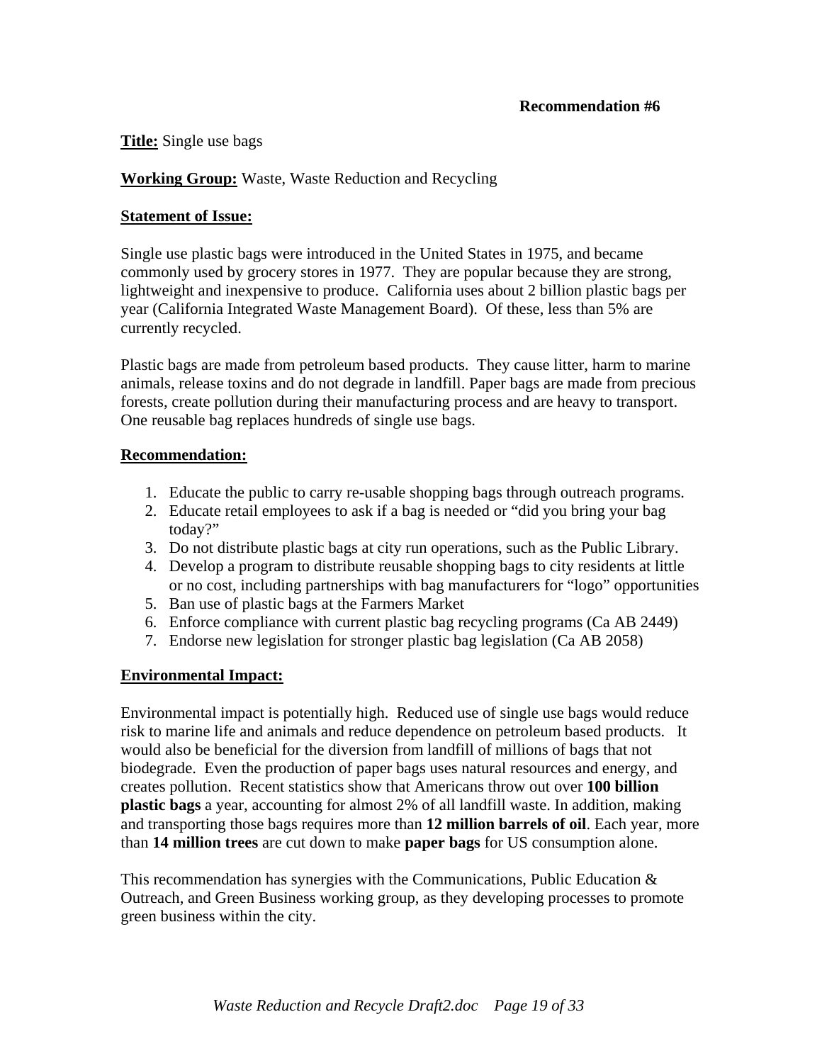**Recommendation #6**

**Title:** Single use bags

**Working Group:** Waste, Waste Reduction and Recycling

**Statement of Issue:**

Single use plastic bags were introduced in the United States in 1975, and became commonly used by grocery stores in 1977. They are popular because they are strong, lightweight and inexpensive to produce. California uses about 2 billion plastic bags per year (California Integrated Waste Management Board). Of these, less than 5% are currently recycled.

Plastic bags are made from petroleum based products. They cause litter, harm to marine animals, release toxins and do not degrade in landfill. Paper bags are made from precious forests, create pollution during their manufacturing process and are heavy to transport. One reusable bag replaces hundreds of single use bags.

**Recommendation:**

1. Educate the public to carry re-usable shopping bags through outreach programs.
2. Educate retail employees to ask if a bag is needed or "did you bring your bag today?"
3. Do not distribute plastic bags at city run operations, such as the Public Library.
4. Develop a program to distribute reusable shopping bags to city residents at little or no cost, including partnerships with bag manufacturers for "logo" opportunities
5. Ban use of plastic bags at the Farmers Market
6. Enforce compliance with current plastic bag recycling programs (Ca AB 2449)
7. Endorse new legislation for stronger plastic bag legislation (Ca AB 2058)

**Environmental Impact:**

Environmental impact is potentially high. Reduced use of single use bags would reduce risk to marine life and animals and reduce dependence on petroleum based products. It would also be beneficial for the diversion from landfill of millions of bags that not biodegrade. Even the production of paper bags uses natural resources and energy, and creates pollution. Recent statistics show that Americans throw out over **100 billion plastic bags** a year, accounting for almost 2% of all landfill waste. In addition, making and transporting those bags requires more than **12 million barrels of oil**. Each year, more than **14 million trees** are cut down to make **paper bags** for US consumption alone.

This recommendation has synergies with the Communications, Public Education & Outreach, and Green Business working group, as they developing processes to promote green business within the city.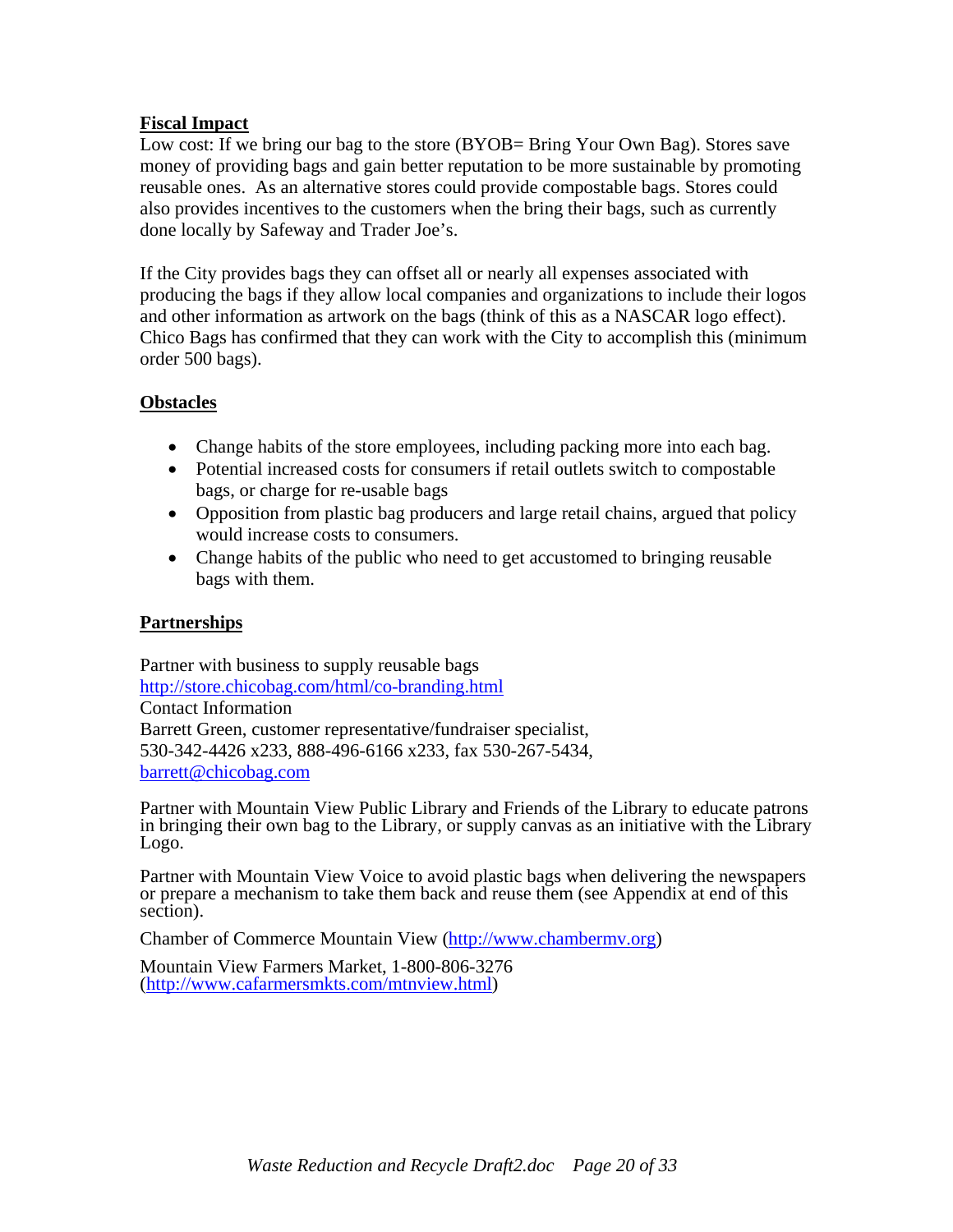**Fiscal Impact**

Low cost: If we bring our bag to the store (BYOB= Bring Your Own Bag). Stores save money of providing bags and gain better reputation to be more sustainable by promoting reusable ones. As an alternative stores could provide compostable bags. Stores could also provides incentives to the customers when the bring their bags, such as currently done locally by Safeway and Trader Joe's.

If the City provides bags they can offset all or nearly all expenses associated with producing the bags if they allow local companies and organizations to include their logos and other information as artwork on the bags (think of this as a NASCAR logo effect). Chico Bags has confirmed that they can work with the City to accomplish this (minimum order 500 bags).

**Obstacles**

- Change habits of the store employees, including packing more into each bag.
- Potential increased costs for consumers if retail outlets switch to compostable bags, or charge for re-usable bags
- Opposition from plastic bag producers and large retail chains, argued that policy would increase costs to consumers.
- Change habits of the public who need to get accustomed to bringing reusable bags with them.

**Partnerships**

Partner with business to supply reusable bags
http://store.chicobag.com/html/co-branding.html
Contact Information
Barrett Green, customer representative/fundraiser specialist,
530-342-4426 x233, 888-496-6166 x233, fax 530-267-5434,
barrett@chicobag.com

Partner with Mountain View Public Library and Friends of the Library to educate patrons in bringing their own bag to the Library, or supply canvas as an initiative with the Library Logo.

Partner with Mountain View Voice to avoid plastic bags when delivering the newspapers or prepare a mechanism to take them back and reuse them (see Appendix at end of this section).

Chamber of Commerce Mountain View (http://www.chambermv.org)

Mountain View Farmers Market, 1-800-806-3276
(http://www.cafarmersmkts.com/mtnview.html)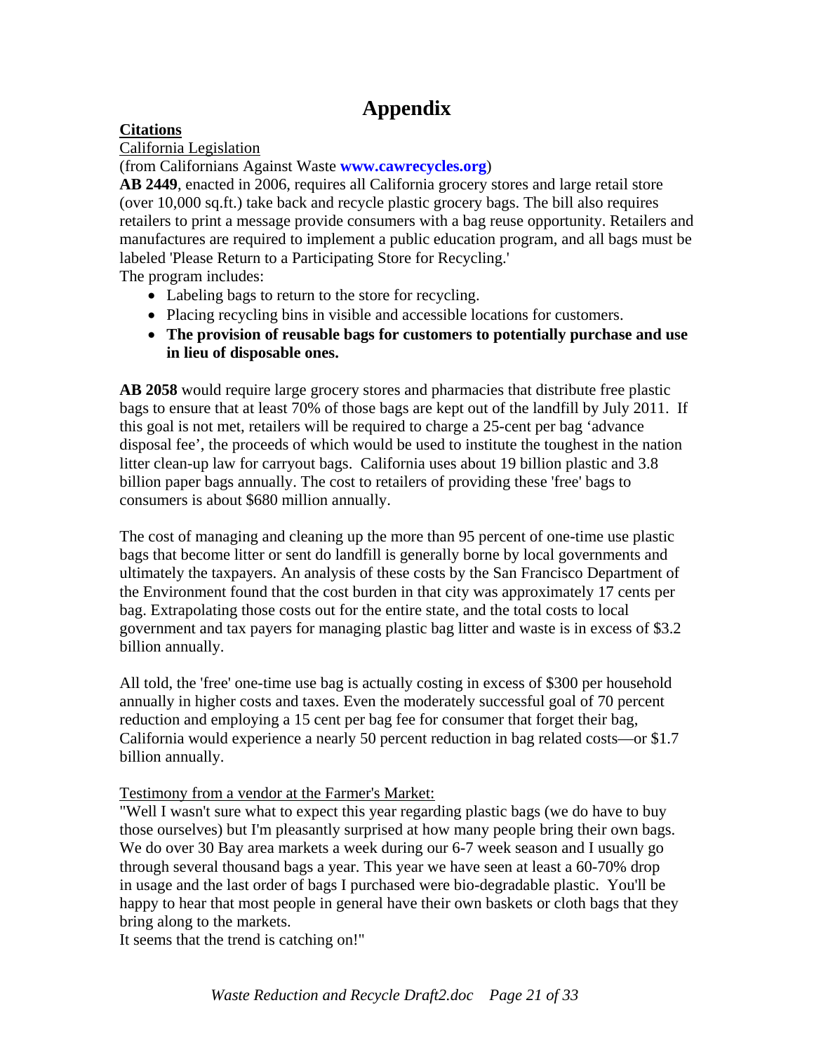# Appendix

**<u>Citations</u>**

<u>California Legislation</u>

(from Californians Against Waste **www.cawrecycles.org**)

**AB 2449**, enacted in 2006, requires all California grocery stores and large retail store (over 10,000 sq.ft.) take back and recycle plastic grocery bags. The bill also requires retailers to print a message provide consumers with a bag reuse opportunity. Retailers and manufactures are required to implement a public education program, and all bags must be labeled 'Please Return to a Participating Store for Recycling.'

The program includes:

- Labeling bags to return to the store for recycling.
- Placing recycling bins in visible and accessible locations for customers.
- **The provision of reusable bags for customers to potentially purchase and use in lieu of disposable ones.**

**AB 2058** would require large grocery stores and pharmacies that distribute free plastic bags to ensure that at least 70% of those bags are kept out of the landfill by July 2011. If this goal is not met, retailers will be required to charge a 25-cent per bag 'advance disposal fee', the proceeds of which would be used to institute the toughest in the nation litter clean-up law for carryout bags. California uses about 19 billion plastic and 3.8 billion paper bags annually. The cost to retailers of providing these 'free' bags to consumers is about $680 million annually.

The cost of managing and cleaning up the more than 95 percent of one-time use plastic bags that become litter or sent do landfill is generally borne by local governments and ultimately the taxpayers. An analysis of these costs by the San Francisco Department of the Environment found that the cost burden in that city was approximately 17 cents per bag. Extrapolating those costs out for the entire state, and the total costs to local government and tax payers for managing plastic bag litter and waste is in excess of $3.2 billion annually.

All told, the 'free' one-time use bag is actually costing in excess of $300 per household annually in higher costs and taxes. Even the moderately successful goal of 70 percent reduction and employing a 15 cent per bag fee for consumer that forget their bag, California would experience a nearly 50 percent reduction in bag related costs—or $1.7 billion annually.

<u>Testimony from a vendor at the Farmer's Market:</u>

"Well I wasn't sure what to expect this year regarding plastic bags (we do have to buy those ourselves) but I'm pleasantly surprised at how many people bring their own bags. We do over 30 Bay area markets a week during our 6-7 week season and I usually go through several thousand bags a year. This year we have seen at least a 60-70% drop in usage and the last order of bags I purchased were bio-degradable plastic. You'll be happy to hear that most people in general have their own baskets or cloth bags that they bring along to the markets.

It seems that the trend is catching on!"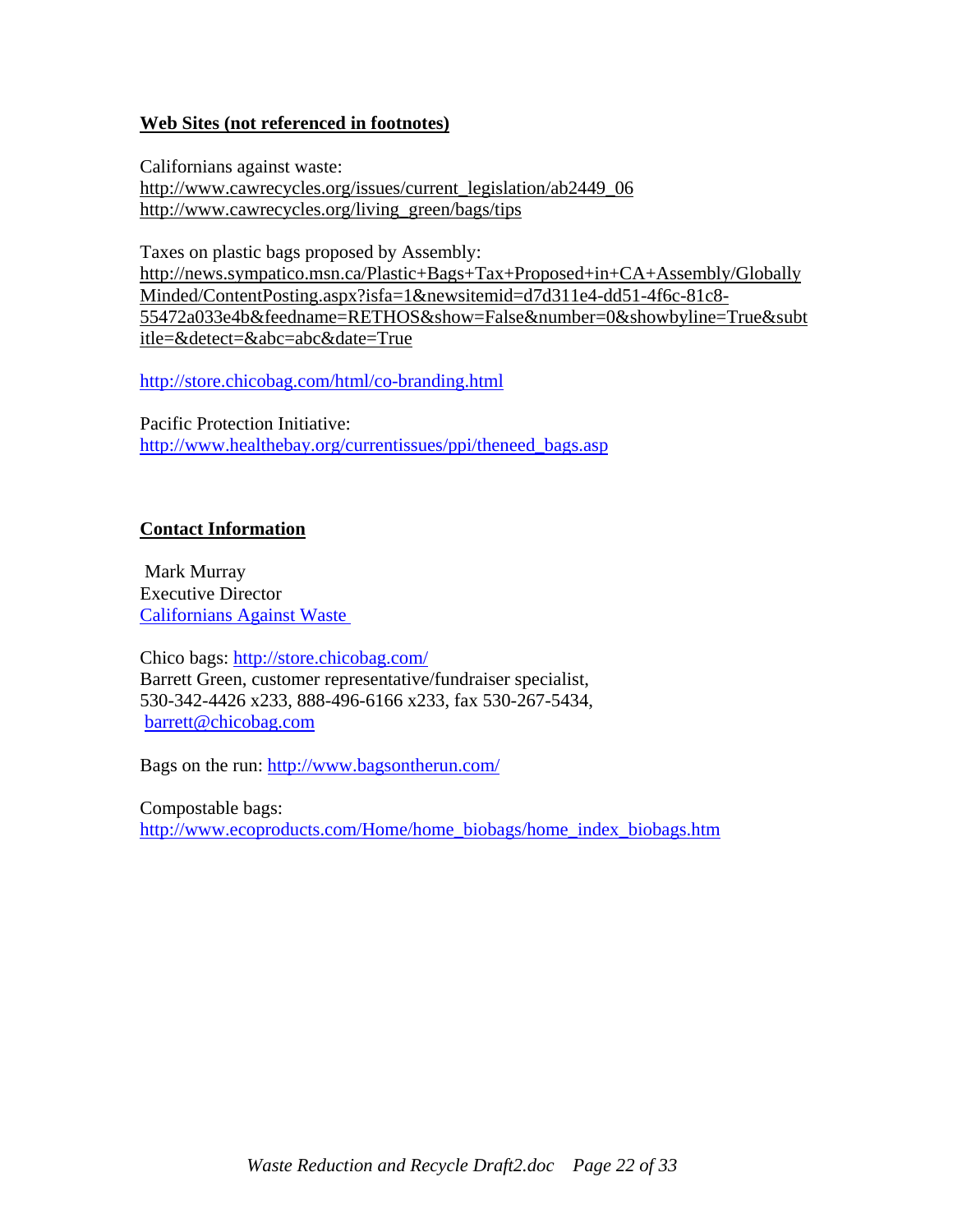**Web Sites (not referenced in footnotes)**

Californians against waste:
http://www.cawrecycles.org/issues/current_legislation/ab2449_06
http://www.cawrecycles.org/living_green/bags/tips

Taxes on plastic bags proposed by Assembly:
http://news.sympatico.msn.ca/Plastic+Bags+Tax+Proposed+in+CA+Assembly/GloballyMinded/ContentPosting.aspx?isfa=1&newsitemid=d7d311e4-dd51-4f6c-81c8-55472a033e4b&feedname=RETHOS&show=False&number=0&showbyline=True&subtitle=&detect=&abc=abc&date=True

http://store.chicobag.com/html/co-branding.html

Pacific Protection Initiative:
http://www.healthebay.org/currentissues/ppi/theneed_bags.asp

**Contact Information**

Mark Murray
Executive Director
Californians Against Waste

Chico bags: http://store.chicobag.com/
Barrett Green, customer representative/fundraiser specialist,
530-342-4426 x233, 888-496-6166 x233, fax 530-267-5434,
barrett@chicobag.com

Bags on the run: http://www.bagsontherun.com/

Compostable bags:
http://www.ecoproducts.com/Home/home_biobags/home_index_biobags.htm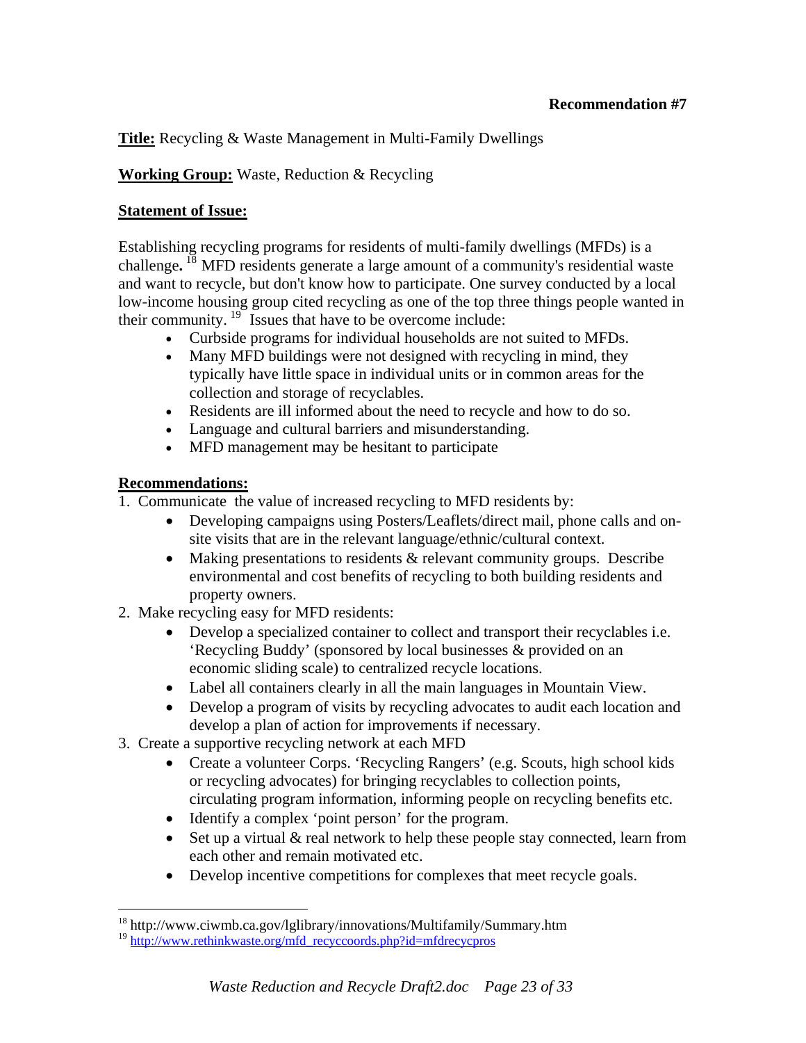**Recommendation #7**

**Title:** Recycling & Waste Management in Multi-Family Dwellings

**Working Group:** Waste, Reduction & Recycling

**Statement of Issue:**

Establishing recycling programs for residents of multi-family dwellings (MFDs) is a challenge.[18] MFD residents generate a large amount of a community's residential waste and want to recycle, but don't know how to participate. One survey conducted by a local low-income housing group cited recycling as one of the top three things people wanted in their community.[19] Issues that have to be overcome include:

- Curbside programs for individual households are not suited to MFDs.
- Many MFD buildings were not designed with recycling in mind, they typically have little space in individual units or in common areas for the collection and storage of recyclables.
- Residents are ill informed about the need to recycle and how to do so.
- Language and cultural barriers and misunderstanding.
- MFD management may be hesitant to participate

**Recommendations:**

1. Communicate the value of increased recycling to MFD residents by:
   - Developing campaigns using Posters/Leaflets/direct mail, phone calls and on-site visits that are in the relevant language/ethnic/cultural context.
   - Making presentations to residents & relevant community groups. Describe environmental and cost benefits of recycling to both building residents and property owners.
2. Make recycling easy for MFD residents:
   - Develop a specialized container to collect and transport their recyclables i.e. 'Recycling Buddy' (sponsored by local businesses & provided on an economic sliding scale) to centralized recycle locations.
   - Label all containers clearly in all the main languages in Mountain View.
   - Develop a program of visits by recycling advocates to audit each location and develop a plan of action for improvements if necessary.
3. Create a supportive recycling network at each MFD
   - Create a volunteer Corps. 'Recycling Rangers' (e.g. Scouts, high school kids or recycling advocates) for bringing recyclables to collection points, circulating program information, informing people on recycling benefits etc.
   - Identify a complex 'point person' for the program.
   - Set up a virtual & real network to help these people stay connected, learn from each other and remain motivated etc.
   - Develop incentive competitions for complexes that meet recycle goals.

---

[18] http://www.ciwmb.ca.gov/lglibrary/innovations/Multifamily/Summary.htm

[19] http://www.rethinkwaste.org/mfd_recyccoords.php?id=mfdrecycpros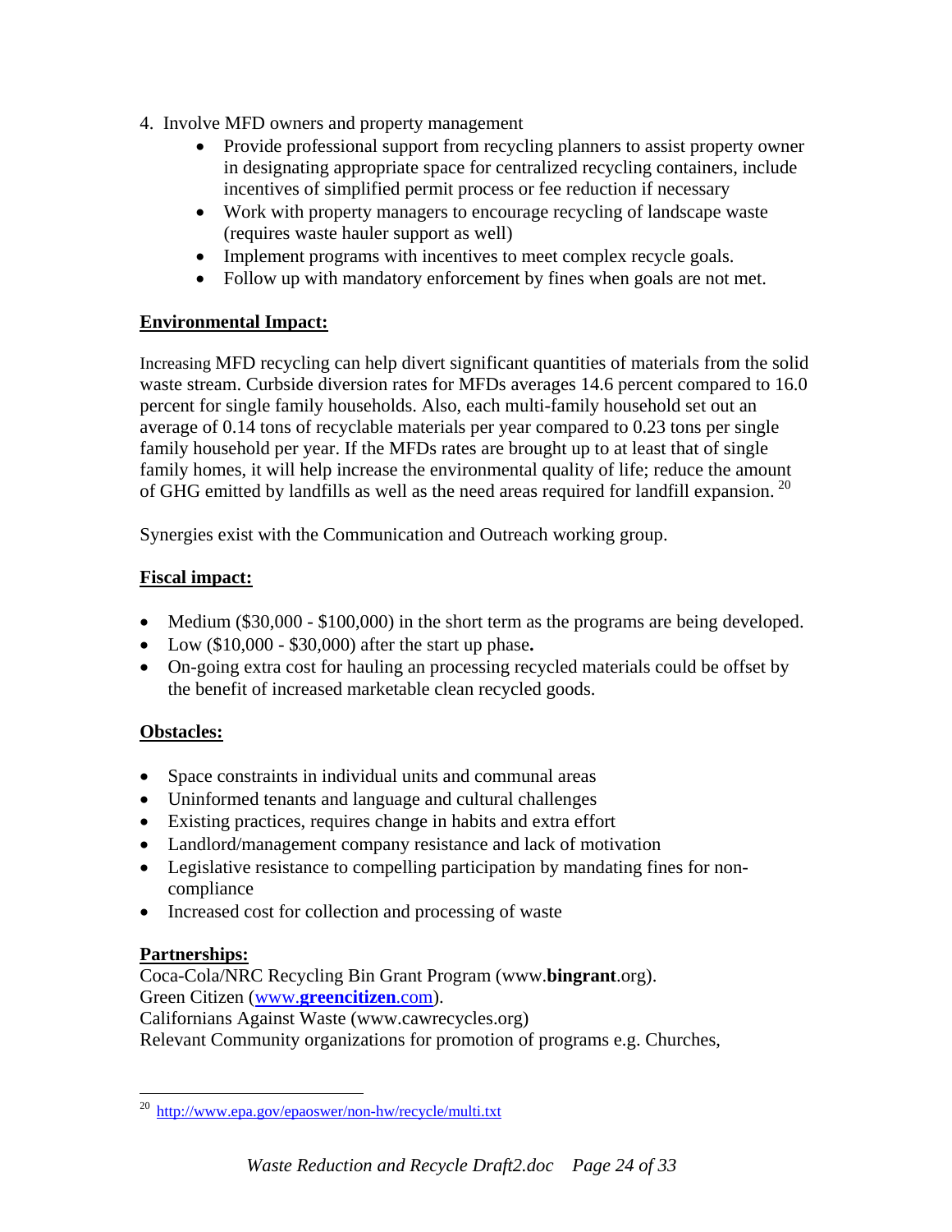4. Involve MFD owners and property management
    - Provide professional support from recycling planners to assist property owner in designating appropriate space for centralized recycling containers, include incentives of simplified permit process or fee reduction if necessary
    - Work with property managers to encourage recycling of landscape waste (requires waste hauler support as well)
    - Implement programs with incentives to meet complex recycle goals.
    - Follow up with mandatory enforcement by fines when goals are not met.

**Environmental Impact:**

Increasing MFD recycling can help divert significant quantities of materials from the solid waste stream. Curbside diversion rates for MFDs averages 14.6 percent compared to 16.0 percent for single family households. Also, each multi-family household set out an average of 0.14 tons of recyclable materials per year compared to 0.23 tons per single family household per year. If the MFDs rates are brought up to at least that of single family homes, it will help increase the environmental quality of life; reduce the amount of GHG emitted by landfills as well as the need areas required for landfill expansion. [20]

Synergies exist with the Communication and Outreach working group.

**Fiscal impact:**

- Medium ($30,000 - $100,000) in the short term as the programs are being developed.
- Low ($10,000 - $30,000) after the start up phase**.**
- On-going extra cost for hauling an processing recycled materials could be offset by the benefit of increased marketable clean recycled goods.

**Obstacles:**

- Space constraints in individual units and communal areas
- Uninformed tenants and language and cultural challenges
- Existing practices, requires change in habits and extra effort
- Landlord/management company resistance and lack of motivation
- Legislative resistance to compelling participation by mandating fines for non-compliance
- Increased cost for collection and processing of waste

**Partnerships:**

Coca-Cola/NRC Recycling Bin Grant Program (www.**bingrant**.org).
Green Citizen (www.**greencitizen**.com).
Californians Against Waste (www.cawrecycles.org)
Relevant Community organizations for promotion of programs e.g. Churches,

[20] http://www.epa.gov/epaoswer/non-hw/recycle/multi.txt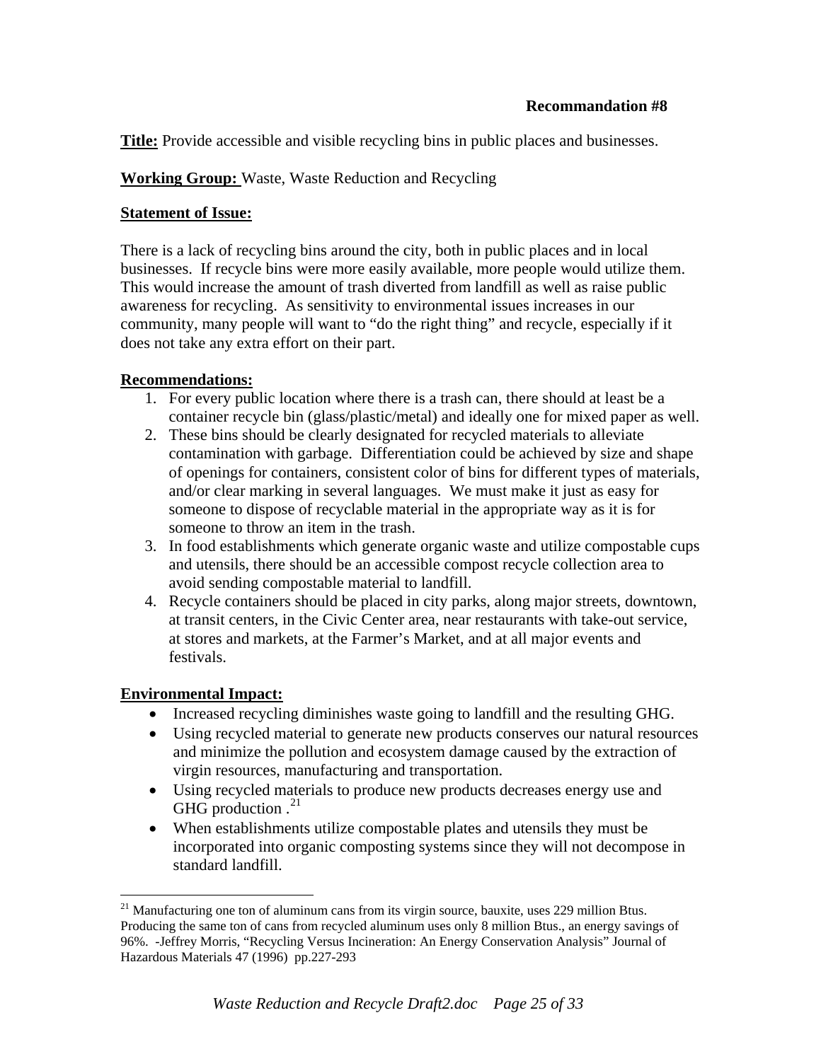**Recommandation #8**

**Title:** Provide accessible and visible recycling bins in public places and businesses.

**Working Group:** Waste, Waste Reduction and Recycling

**Statement of Issue:**

There is a lack of recycling bins around the city, both in public places and in local businesses. If recycle bins were more easily available, more people would utilize them. This would increase the amount of trash diverted from landfill as well as raise public awareness for recycling. As sensitivity to environmental issues increases in our community, many people will want to "do the right thing" and recycle, especially if it does not take any extra effort on their part.

**Recommendations:**

1. For every public location where there is a trash can, there should at least be a container recycle bin (glass/plastic/metal) and ideally one for mixed paper as well.
2. These bins should be clearly designated for recycled materials to alleviate contamination with garbage. Differentiation could be achieved by size and shape of openings for containers, consistent color of bins for different types of materials, and/or clear marking in several languages. We must make it just as easy for someone to dispose of recyclable material in the appropriate way as it is for someone to throw an item in the trash.
3. In food establishments which generate organic waste and utilize compostable cups and utensils, there should be an accessible compost recycle collection area to avoid sending compostable material to landfill.
4. Recycle containers should be placed in city parks, along major streets, downtown, at transit centers, in the Civic Center area, near restaurants with take-out service, at stores and markets, at the Farmer's Market, and at all major events and festivals.

**Environmental Impact:**

- Increased recycling diminishes waste going to landfill and the resulting GHG.
- Using recycled material to generate new products conserves our natural resources and minimize the pollution and ecosystem damage caused by the extraction of virgin resources, manufacturing and transportation.
- Using recycled materials to produce new products decreases energy use and GHG production .[21]
- When establishments utilize compostable plates and utensils they must be incorporated into organic composting systems since they will not decompose in standard landfill.

---

[21] Manufacturing one ton of aluminum cans from its virgin source, bauxite, uses 229 million Btus. Producing the same ton of cans from recycled aluminum uses only 8 million Btus., an energy savings of 96%. -Jeffrey Morris, "Recycling Versus Incineration: An Energy Conservation Analysis" Journal of Hazardous Materials 47 (1996) pp.227-293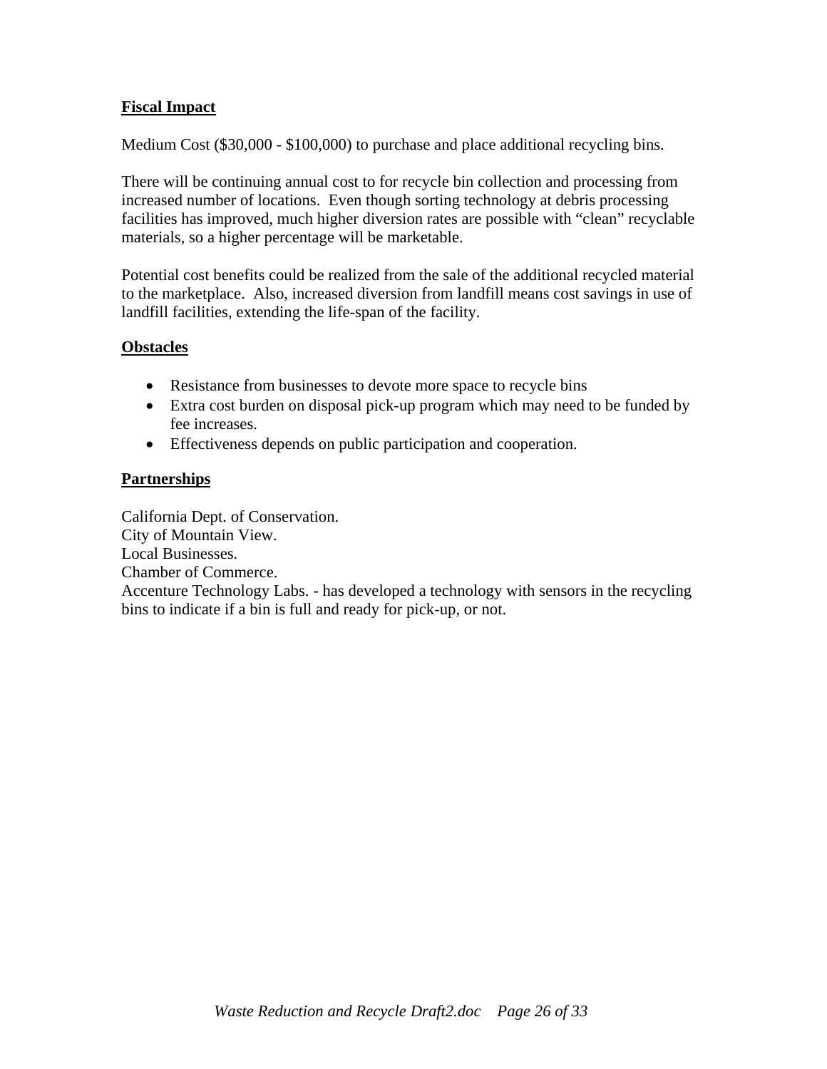**Fiscal Impact**

Medium Cost ($30,000 - $100,000) to purchase and place additional recycling bins.

There will be continuing annual cost to for recycle bin collection and processing from increased number of locations.  Even though sorting technology at debris processing facilities has improved, much higher diversion rates are possible with "clean" recyclable materials, so a higher percentage will be marketable.

Potential cost benefits could be realized from the sale of the additional recycled material to the marketplace.  Also, increased diversion from landfill means cost savings in use of landfill facilities, extending the life-span of the facility.

**Obstacles**

- Resistance from businesses to devote more space to recycle bins
- Extra cost burden on disposal pick-up program which may need to be funded by fee increases.
- Effectiveness depends on public participation and cooperation.

**Partnerships**

California Dept. of Conservation.
City of Mountain View.
Local Businesses.
Chamber of Commerce.
Accenture Technology Labs. - has developed a technology with sensors in the recycling bins to indicate if a bin is full and ready for pick-up, or not.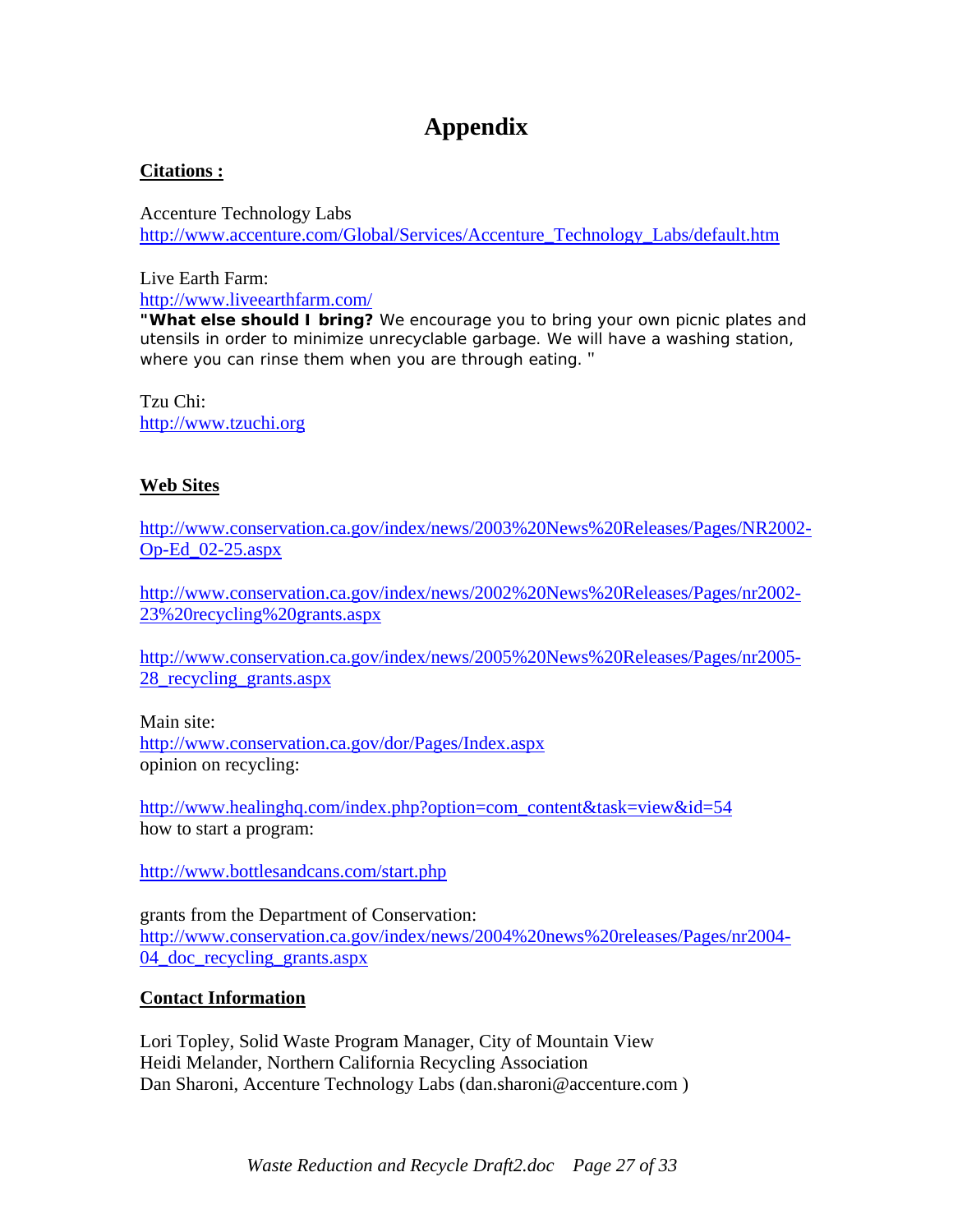# Appendix

**Citations :**

Accenture Technology Labs
http://www.accenture.com/Global/Services/Accenture_Technology_Labs/default.htm

Live Earth Farm:
http://www.liveearthfarm.com/
**"What else should I bring?** We encourage you to bring your own picnic plates and utensils in order to minimize unrecyclable garbage. We will have a washing station, where you can rinse them when you are through eating. "

Tzu Chi:
http://www.tzuchi.org

**Web Sites**

http://www.conservation.ca.gov/index/news/2003%20News%20Releases/Pages/NR2002-Op-Ed_02-25.aspx

http://www.conservation.ca.gov/index/news/2002%20News%20Releases/Pages/nr2002-23%20recycling%20grants.aspx

http://www.conservation.ca.gov/index/news/2005%20News%20Releases/Pages/nr2005-28_recycling_grants.aspx

Main site:
http://www.conservation.ca.gov/dor/Pages/Index.aspx
opinion on recycling:

http://www.healinghq.com/index.php?option=com_content&task=view&id=54
how to start a program:

http://www.bottlesandcans.com/start.php

grants from the Department of Conservation:
http://www.conservation.ca.gov/index/news/2004%20news%20releases/Pages/nr2004-04_doc_recycling_grants.aspx

**Contact Information**

Lori Topley, Solid Waste Program Manager, City of Mountain View
Heidi Melander, Northern California Recycling Association
Dan Sharoni, Accenture Technology Labs (dan.sharoni@accenture.com )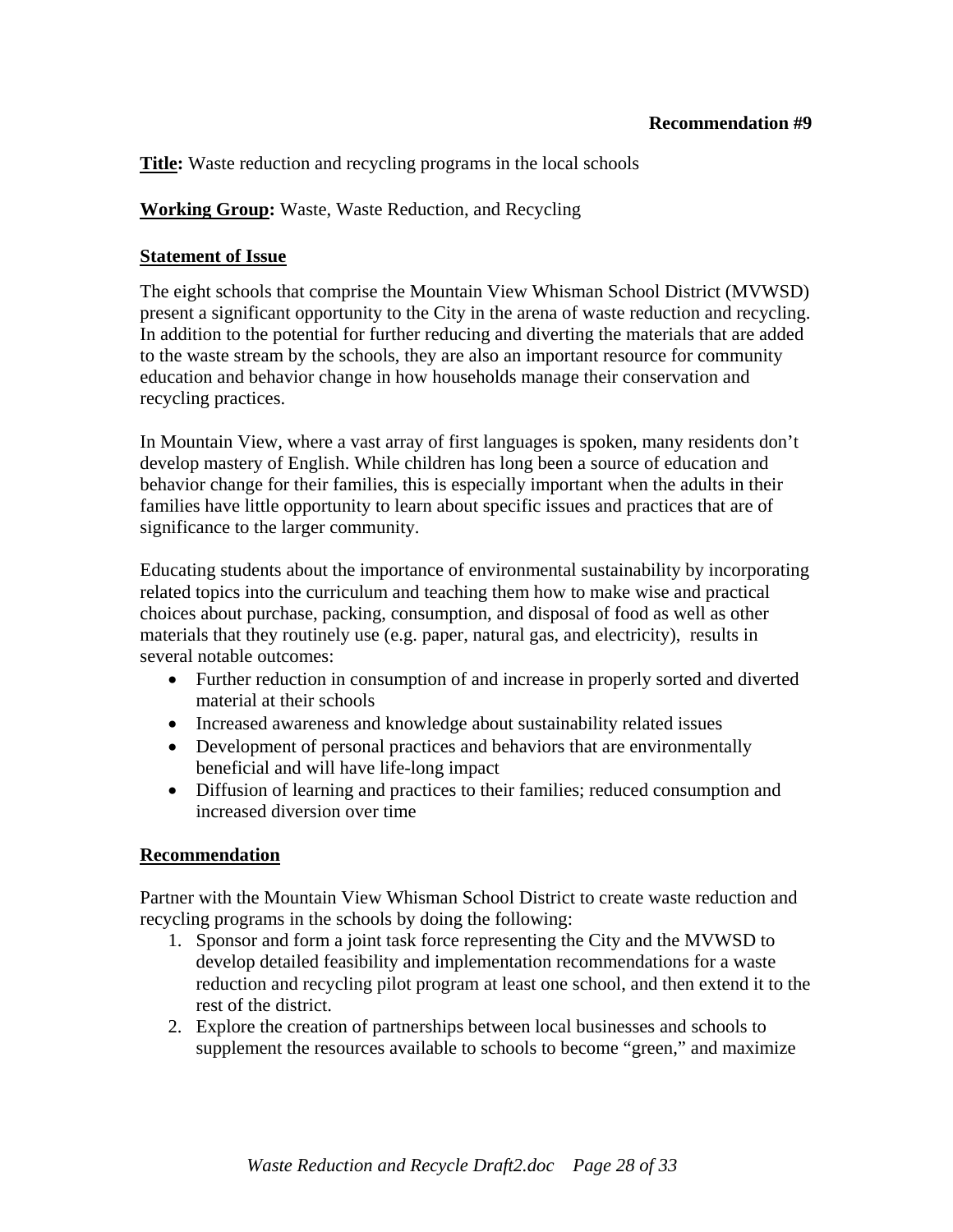**Recommendation #9**

**Title:** Waste reduction and recycling programs in the local schools

**Working Group:** Waste, Waste Reduction, and Recycling

**Statement of Issue**

The eight schools that comprise the Mountain View Whisman School District (MVWSD) present a significant opportunity to the City in the arena of waste reduction and recycling. In addition to the potential for further reducing and diverting the materials that are added to the waste stream by the schools, they are also an important resource for community education and behavior change in how households manage their conservation and recycling practices.

In Mountain View, where a vast array of first languages is spoken, many residents don't develop mastery of English. While children has long been a source of education and behavior change for their families, this is especially important when the adults in their families have little opportunity to learn about specific issues and practices that are of significance to the larger community.

Educating students about the importance of environmental sustainability by incorporating related topics into the curriculum and teaching them how to make wise and practical choices about purchase, packing, consumption, and disposal of food as well as other materials that they routinely use (e.g. paper, natural gas, and electricity), results in several notable outcomes:

- Further reduction in consumption of and increase in properly sorted and diverted material at their schools
- Increased awareness and knowledge about sustainability related issues
- Development of personal practices and behaviors that are environmentally beneficial and will have life-long impact
- Diffusion of learning and practices to their families; reduced consumption and increased diversion over time

**Recommendation**

Partner with the Mountain View Whisman School District to create waste reduction and recycling programs in the schools by doing the following:

1. Sponsor and form a joint task force representing the City and the MVWSD to develop detailed feasibility and implementation recommendations for a waste reduction and recycling pilot program at least one school, and then extend it to the rest of the district.
2. Explore the creation of partnerships between local businesses and schools to supplement the resources available to schools to become "green," and maximize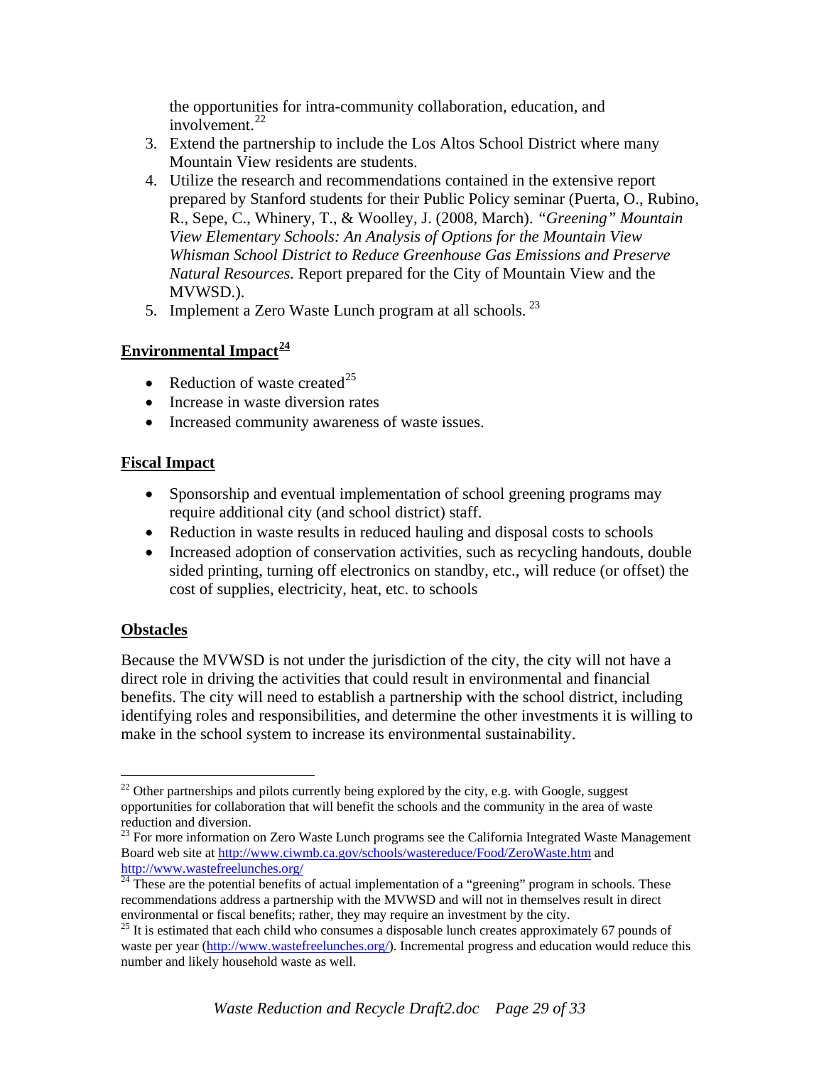the opportunities for intra-community collaboration, education, and involvement.[22]

3. Extend the partnership to include the Los Altos School District where many Mountain View residents are students.
4. Utilize the research and recommendations contained in the extensive report prepared by Stanford students for their Public Policy seminar (Puerta, O., Rubino, R., Sepe, C., Whinery, T., & Woolley, J. (2008, March). *"Greening" Mountain View Elementary Schools: An Analysis of Options for the Mountain View Whisman School District to Reduce Greenhouse Gas Emissions and Preserve Natural Resources.* Report prepared for the City of Mountain View and the MVWSD.).
5. Implement a Zero Waste Lunch program at all schools. [23]

**Environmental Impact[24]**

- Reduction of waste created[25]
- Increase in waste diversion rates
- Increased community awareness of waste issues.

**Fiscal Impact**

- Sponsorship and eventual implementation of school greening programs may require additional city (and school district) staff.
- Reduction in waste results in reduced hauling and disposal costs to schools
- Increased adoption of conservation activities, such as recycling handouts, double sided printing, turning off electronics on standby, etc., will reduce (or offset) the cost of supplies, electricity, heat, etc. to schools

**Obstacles**

Because the MVWSD is not under the jurisdiction of the city, the city will not have a direct role in driving the activities that could result in environmental and financial benefits. The city will need to establish a partnership with the school district, including identifying roles and responsibilities, and determine the other investments it is willing to make in the school system to increase its environmental sustainability.

---

[22] Other partnerships and pilots currently being explored by the city, e.g. with Google, suggest opportunities for collaboration that will benefit the schools and the community in the area of waste reduction and diversion.

[23] For more information on Zero Waste Lunch programs see the California Integrated Waste Management Board web site at http://www.ciwmb.ca.gov/schools/wastereduce/Food/ZeroWaste.htm and http://www.wastefreelunches.org/

[24] These are the potential benefits of actual implementation of a "greening" program in schools. These recommendations address a partnership with the MVWSD and will not in themselves result in direct environmental or fiscal benefits; rather, they may require an investment by the city.

[25] It is estimated that each child who consumes a disposable lunch creates approximately 67 pounds of waste per year (http://www.wastefreelunches.org/). Incremental progress and education would reduce this number and likely household waste as well.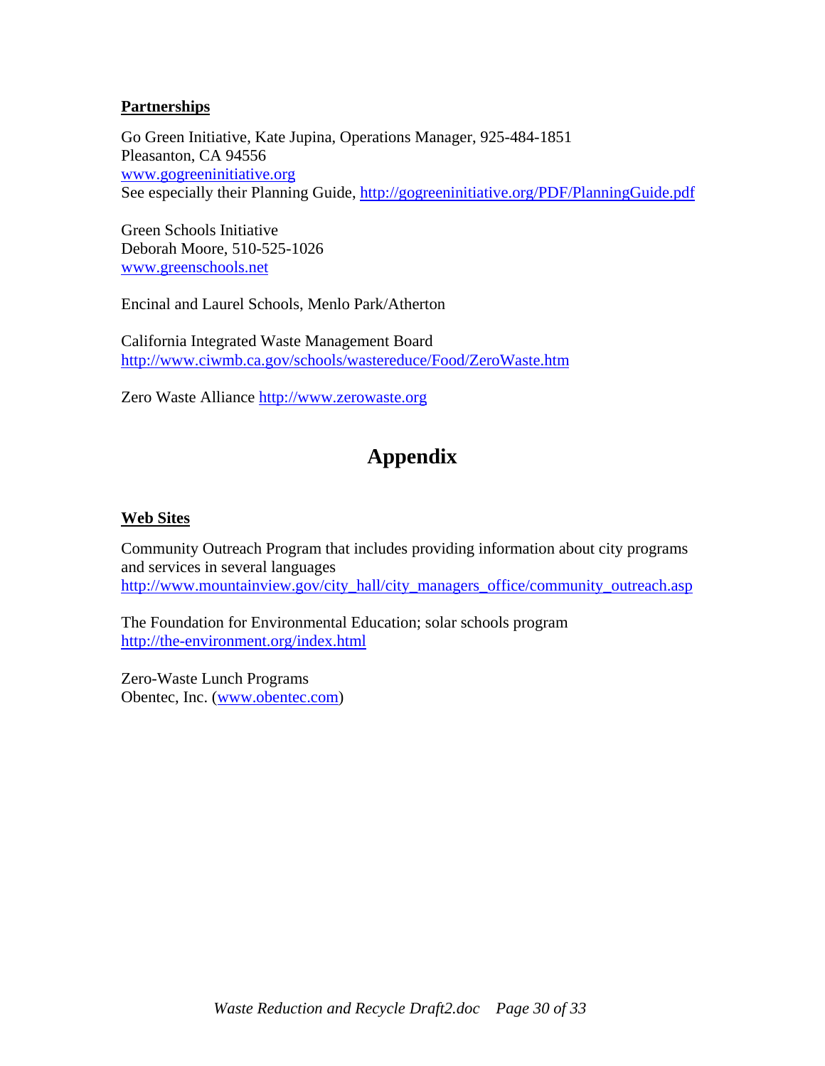**Partnerships**

Go Green Initiative, Kate Jupina, Operations Manager, 925-484-1851
Pleasanton, CA 94556
www.gogreeninitiative.org
See especially their Planning Guide, http://gogreeninitiative.org/PDF/PlanningGuide.pdf

Green Schools Initiative
Deborah Moore, 510-525-1026
www.greenschools.net

Encinal and Laurel Schools, Menlo Park/Atherton

California Integrated Waste Management Board
http://www.ciwmb.ca.gov/schools/wastereduce/Food/ZeroWaste.htm

Zero Waste Alliance http://www.zerowaste.org

# Appendix

**Web Sites**

Community Outreach Program that includes providing information about city programs and services in several languages
http://www.mountainview.gov/city_hall/city_managers_office/community_outreach.asp

The Foundation for Environmental Education; solar schools program
http://the-environment.org/index.html

Zero-Waste Lunch Programs
Obentec, Inc. (www.obentec.com)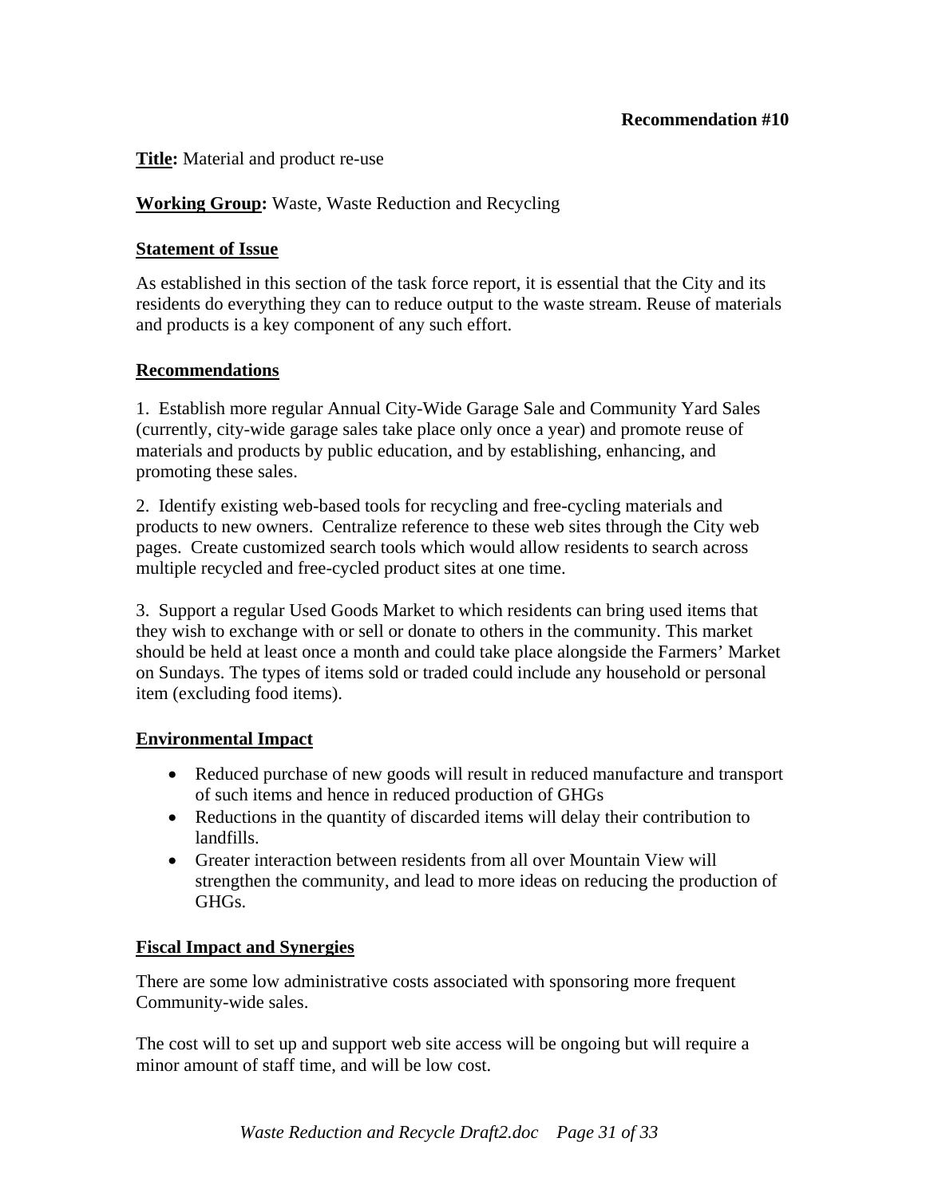**Recommendation #10**

**Title:** Material and product re-use

**Working Group:** Waste, Waste Reduction and Recycling

## Statement of Issue

As established in this section of the task force report, it is essential that the City and its residents do everything they can to reduce output to the waste stream. Reuse of materials and products is a key component of any such effort.

## Recommendations

1. Establish more regular Annual City-Wide Garage Sale and Community Yard Sales (currently, city-wide garage sales take place only once a year) and promote reuse of materials and products by public education, and by establishing, enhancing, and promoting these sales.

2. Identify existing web-based tools for recycling and free-cycling materials and products to new owners. Centralize reference to these web sites through the City web pages. Create customized search tools which would allow residents to search across multiple recycled and free-cycled product sites at one time.

3. Support a regular Used Goods Market to which residents can bring used items that they wish to exchange with or sell or donate to others in the community. This market should be held at least once a month and could take place alongside the Farmers' Market on Sundays. The types of items sold or traded could include any household or personal item (excluding food items).

## Environmental Impact

- Reduced purchase of new goods will result in reduced manufacture and transport of such items and hence in reduced production of GHGs
- Reductions in the quantity of discarded items will delay their contribution to landfills.
- Greater interaction between residents from all over Mountain View will strengthen the community, and lead to more ideas on reducing the production of GHGs.

## Fiscal Impact and Synergies

There are some low administrative costs associated with sponsoring more frequent Community-wide sales.

The cost will to set up and support web site access will be ongoing but will require a minor amount of staff time, and will be low cost.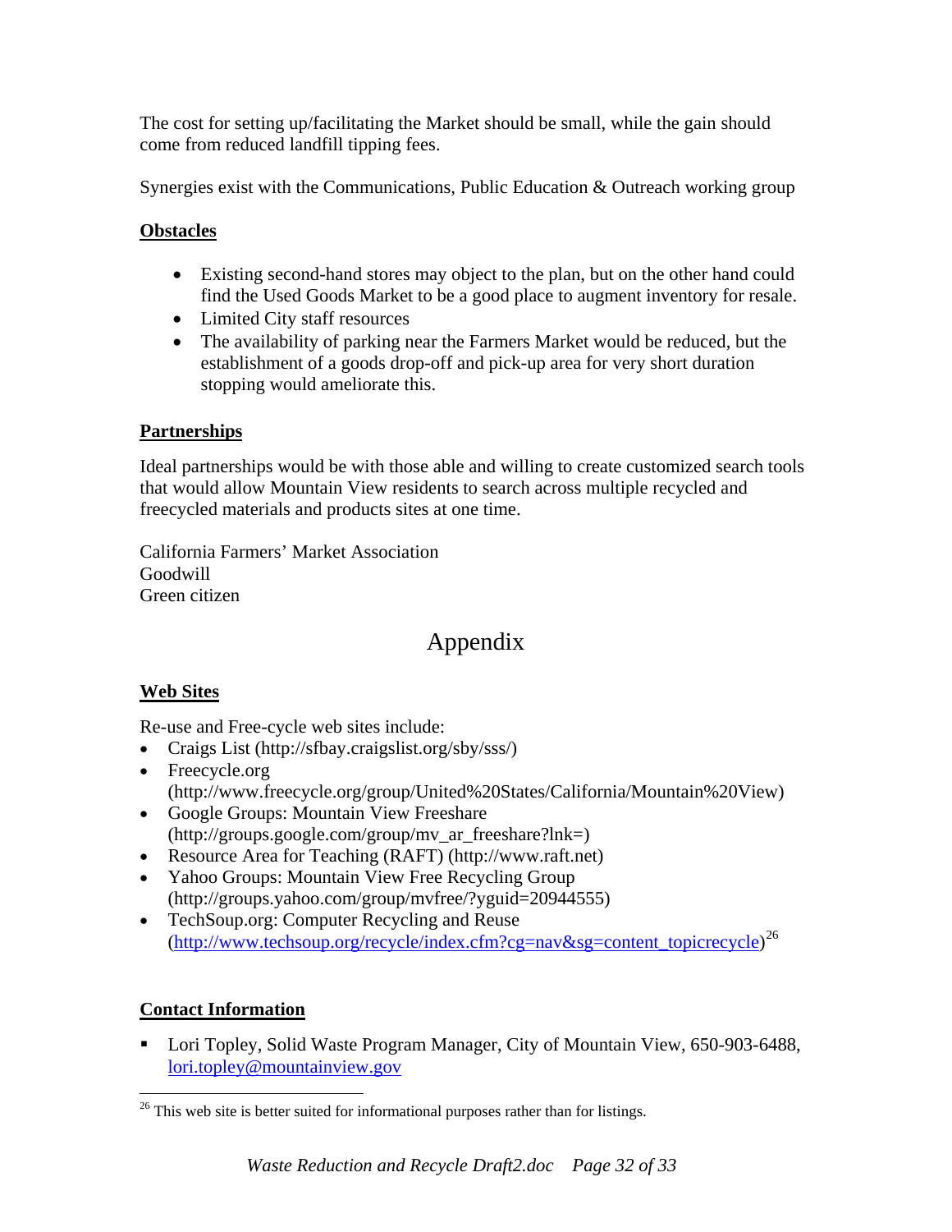The cost for setting up/facilitating the Market should be small, while the gain should come from reduced landfill tipping fees.

Synergies exist with the Communications, Public Education & Outreach working group

**Obstacles**

- Existing second-hand stores may object to the plan, but on the other hand could find the Used Goods Market to be a good place to augment inventory for resale.
- Limited City staff resources
- The availability of parking near the Farmers Market would be reduced, but the establishment of a goods drop-off and pick-up area for very short duration stopping would ameliorate this.

**Partnerships**

Ideal partnerships would be with those able and willing to create customized search tools that would allow Mountain View residents to search across multiple recycled and freecycled materials and products sites at one time.

California Farmers' Market Association
Goodwill
Green citizen

# Appendix

**Web Sites**

Re-use and Free-cycle web sites include:

- Craigs List (http://sfbay.craigslist.org/sby/sss/)
- Freecycle.org (http://www.freecycle.org/group/United%20States/California/Mountain%20View)
- Google Groups: Mountain View Freeshare (http://groups.google.com/group/mv_ar_freeshare?lnk=)
- Resource Area for Teaching (RAFT) (http://www.raft.net)
- Yahoo Groups: Mountain View Free Recycling Group (http://groups.yahoo.com/group/mvfree/?yguid=20944555)
- TechSoup.org: Computer Recycling and Reuse (http://www.techsoup.org/recycle/index.cfm?cg=nav&sg=content_topicrecycle)[26]

**Contact Information**

- Lori Topley, Solid Waste Program Manager, City of Mountain View, 650-903-6488, lori.topley@mountainview.gov

[26] This web site is better suited for informational purposes rather than for listings.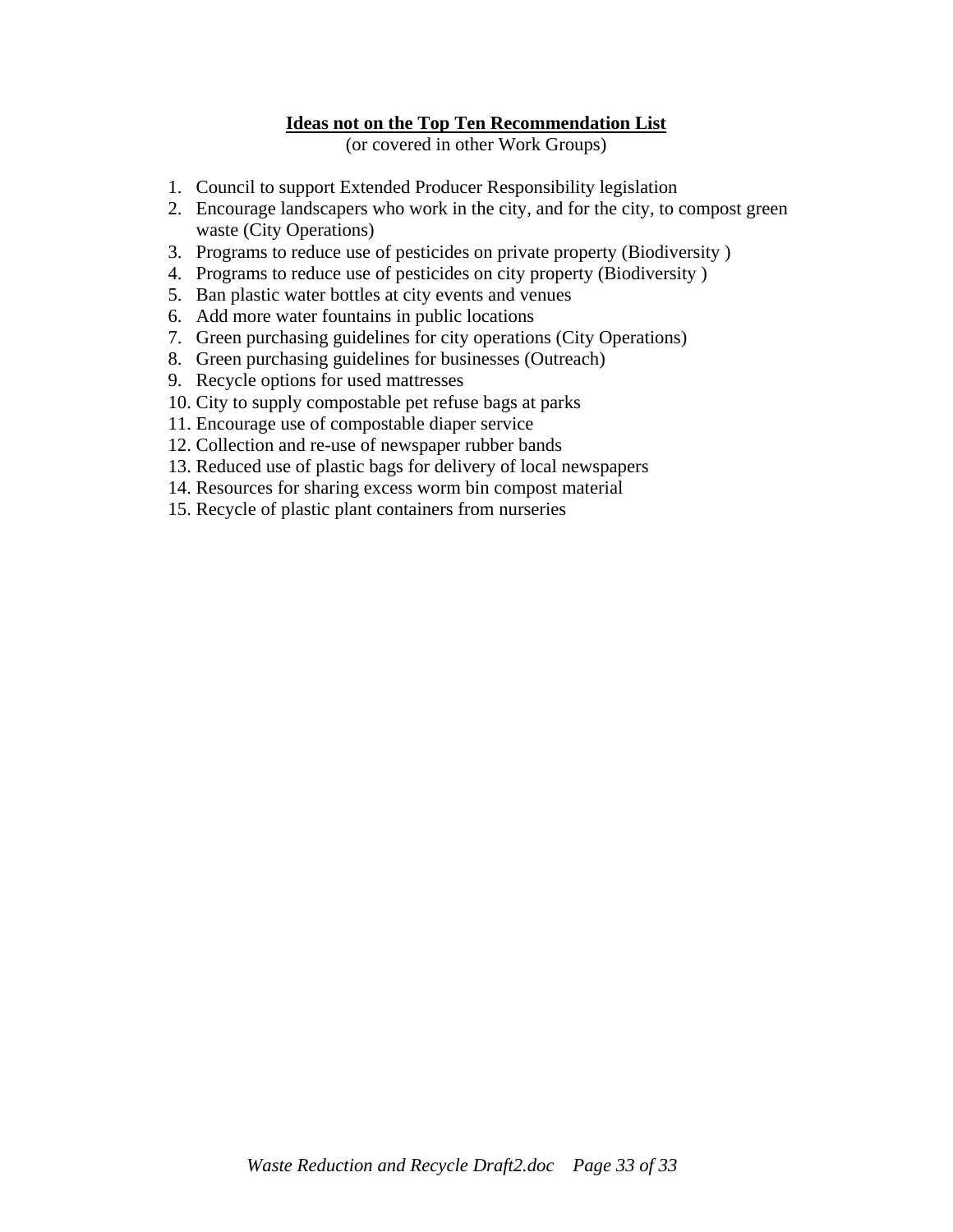**Ideas not on the Top Ten Recommendation List**

(or covered in other Work Groups)

1. Council to support Extended Producer Responsibility legislation
2. Encourage landscapers who work in the city, and for the city, to compost green waste (City Operations)
3. Programs to reduce use of pesticides on private property (Biodiversity )
4. Programs to reduce use of pesticides on city property (Biodiversity )
5. Ban plastic water bottles at city events and venues
6. Add more water fountains in public locations
7. Green purchasing guidelines for city operations (City Operations)
8. Green purchasing guidelines for businesses (Outreach)
9. Recycle options for used mattresses
10. City to supply compostable pet refuse bags at parks
11. Encourage use of compostable diaper service
12. Collection and re-use of newspaper rubber bands
13. Reduced use of plastic bags for delivery of local newspapers
14. Resources for sharing excess worm bin compost material
15. Recycle of plastic plant containers from nurseries